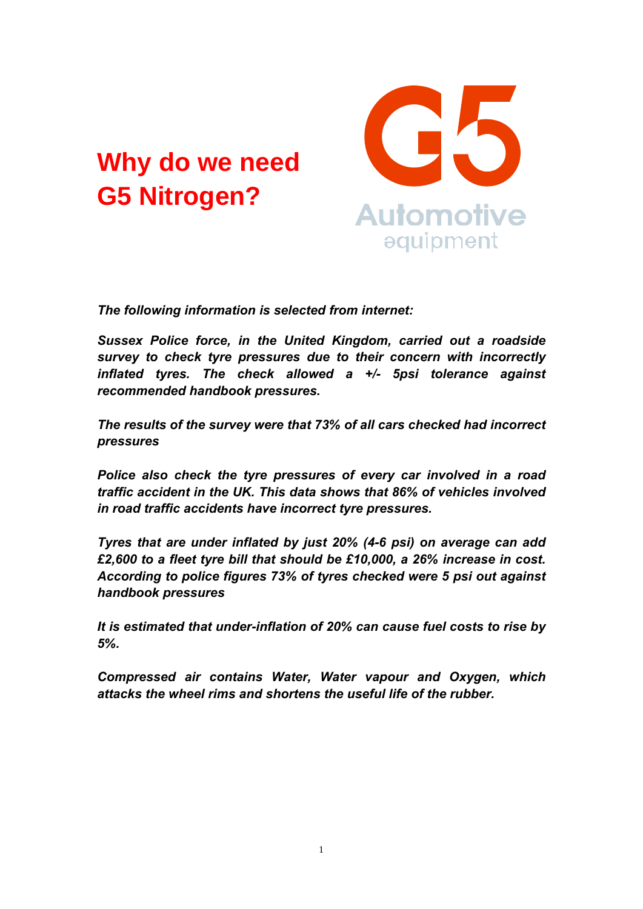# Why do we need G5 Nitrogen?

G5 Automotive equipment

***The following information is selected from internet:***

***Sussex Police force, in the United Kingdom, carried out a roadside survey to check tyre pressures due to their concern with incorrectly inflated tyres. The check allowed a +/- 5psi tolerance against recommended handbook pressures.***

***The results of the survey were that 73% of all cars checked had incorrect pressures***

***Police also check the tyre pressures of every car involved in a road traffic accident in the UK. This data shows that 86% of vehicles involved in road traffic accidents have incorrect tyre pressures.***

***Tyres that are under inflated by just 20% (4-6 psi) on average can add £2,600 to a fleet tyre bill that should be £10,000, a 26% increase in cost. According to police figures 73% of tyres checked were 5 psi out against handbook pressures***

***It is estimated that under-inflation of 20% can cause fuel costs to rise by 5%.***

***Compressed air contains Water, Water vapour and Oxygen, which attacks the wheel rims and shortens the useful life of the rubber.***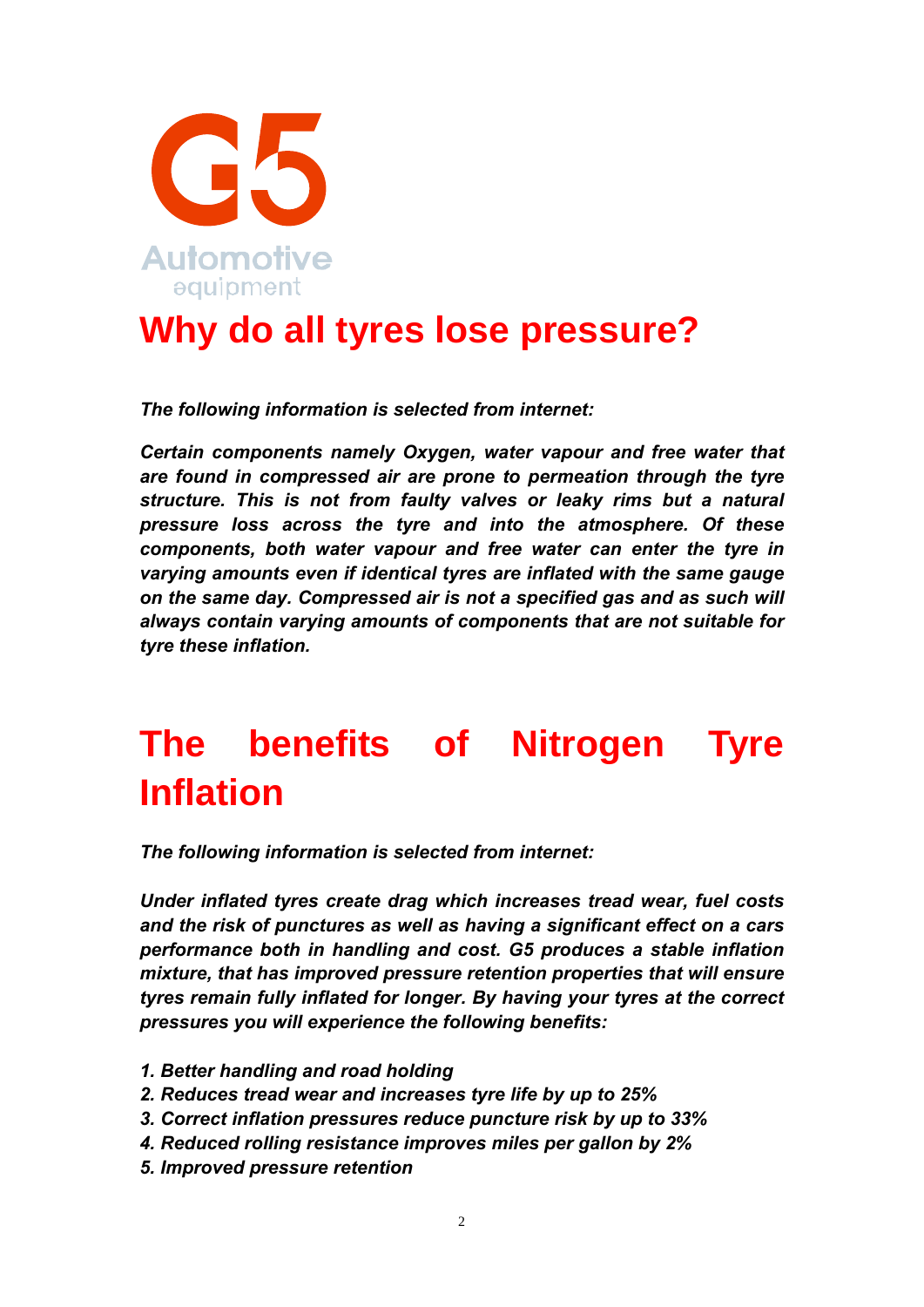G5

Automotive
equipment

# Why do all tyres lose pressure?

***The following information is selected from internet:***

***Certain components namely Oxygen, water vapour and free water that are found in compressed air are prone to permeation through the tyre structure. This is not from faulty valves or leaky rims but a natural pressure loss across the tyre and into the atmosphere. Of these components, both water vapour and free water can enter the tyre in varying amounts even if identical tyres are inflated with the same gauge on the same day. Compressed air is not a specified gas and as such will always contain varying amounts of components that are not suitable for tyre these inflation.***

# The benefits of Nitrogen Tyre Inflation

***The following information is selected from internet:***

***Under inflated tyres create drag which increases tread wear, fuel costs and the risk of punctures as well as having a significant effect on a cars performance both in handling and cost. G5 produces a stable inflation mixture, that has improved pressure retention properties that will ensure tyres remain fully inflated for longer. By having your tyres at the correct pressures you will experience the following benefits:***

1. ***Better handling and road holding***
2. ***Reduces tread wear and increases tyre life by up to 25%***
3. ***Correct inflation pressures reduce puncture risk by up to 33%***
4. ***Reduced rolling resistance improves miles per gallon by 2%***
5. ***Improved pressure retention***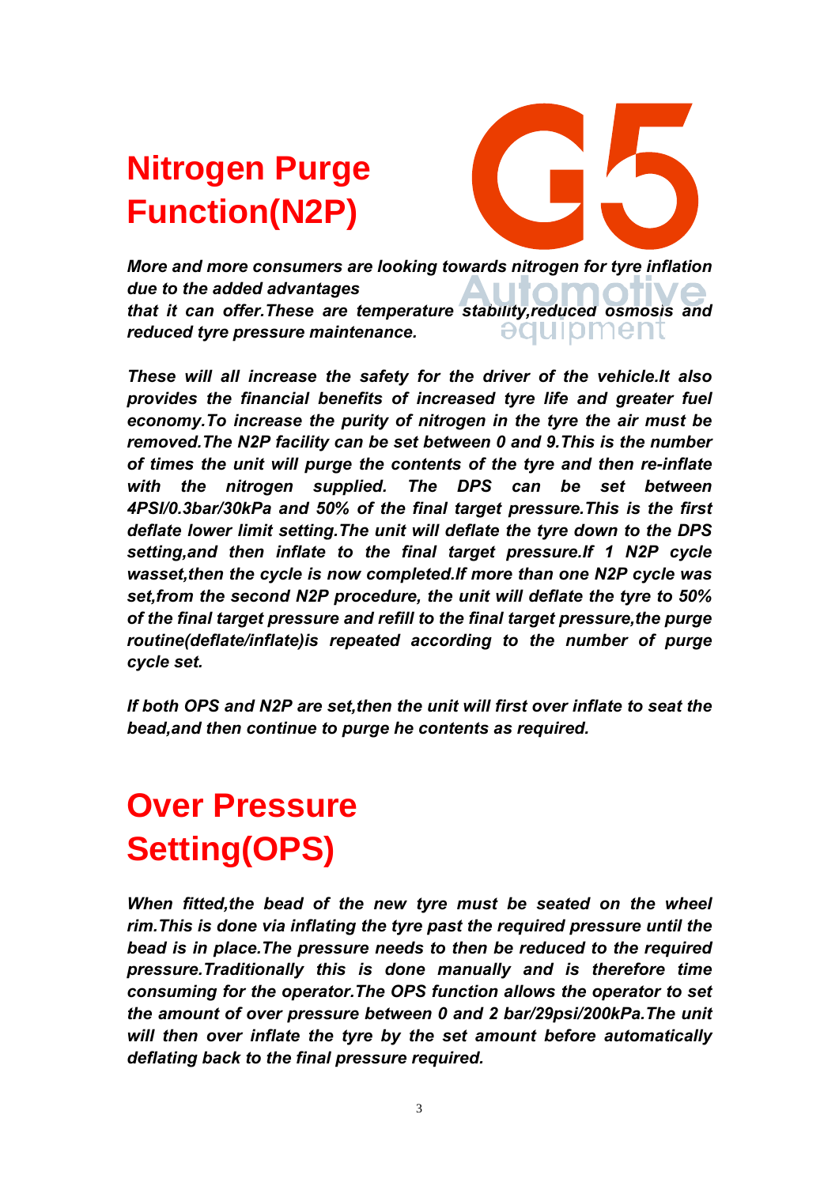# Nitrogen Purge Function(N2P)

***More and more consumers are looking towards nitrogen for tyre inflation due to the added advantages that it can offer.These are temperature stability,reduced osmosis and reduced tyre pressure maintenance.***

***These will all increase the safety for the driver of the vehicle.It also provides the financial benefits of increased tyre life and greater fuel economy.To increase the purity of nitrogen in the tyre the air must be removed.The N2P facility can be set between 0 and 9.This is the number of times the unit will purge the contents of the tyre and then re-inflate with the nitrogen supplied. The DPS can be set between 4PSI/0.3bar/30kPa and 50% of the final target pressure.This is the first deflate lower limit setting.The unit will deflate the tyre down to the DPS setting,and then inflate to the final target pressure.If 1 N2P cycle wasset,then the cycle is now completed.If more than one N2P cycle was set,from the second N2P procedure, the unit will deflate the tyre to 50% of the final target pressure and refill to the final target pressure,the purge routine(deflate/inflate)is repeated according to the number of purge cycle set.***

***If both OPS and N2P are set,then the unit will first over inflate to seat the bead,and then continue to purge he contents as required.***

# Over Pressure Setting(OPS)

***When fitted,the bead of the new tyre must be seated on the wheel rim.This is done via inflating the tyre past the required pressure until the bead is in place.The pressure needs to then be reduced to the required pressure.Traditionally this is done manually and is therefore time consuming for the operator.The OPS function allows the operator to set the amount of over pressure between 0 and 2 bar/29psi/200kPa.The unit will then over inflate the tyre by the set amount before automatically deflating back to the final pressure required.***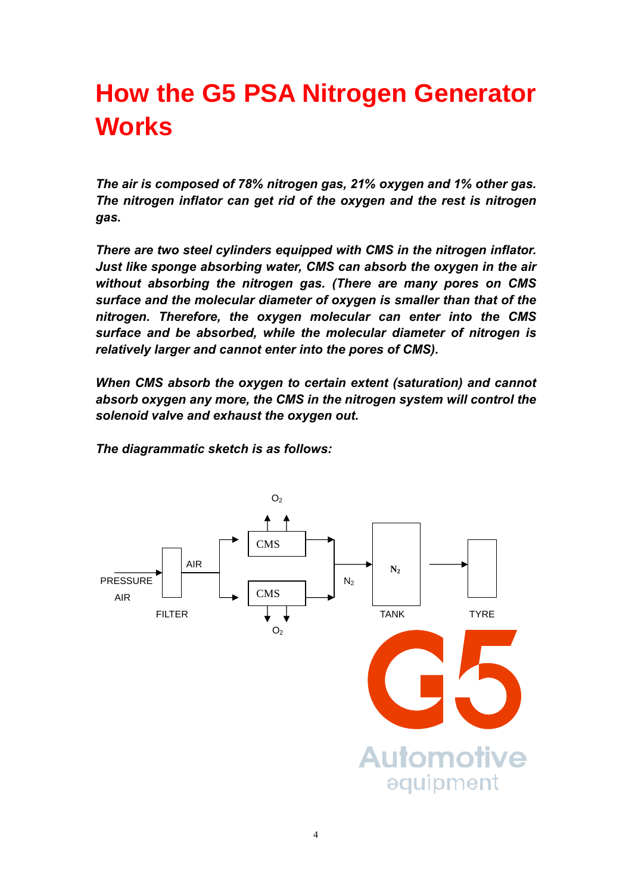# How the G5 PSA Nitrogen Generator Works

***The air is composed of 78% nitrogen gas, 21% oxygen and 1% other gas. The nitrogen inflator can get rid of the oxygen and the rest is nitrogen gas.***

***There are two steel cylinders equipped with CMS in the nitrogen inflator. Just like sponge absorbing water, CMS can absorb the oxygen in the air without absorbing the nitrogen gas. (There are many pores on CMS surface and the molecular diameter of oxygen is smaller than that of the nitrogen. Therefore, the oxygen molecular can enter into the CMS surface and be absorbed, while the molecular diameter of nitrogen is relatively larger and cannot enter into the pores of CMS).***

***When CMS absorb the oxygen to certain extent (saturation) and cannot absorb oxygen any more, the CMS in the nitrogen system will control the solenoid valve and exhaust the oxygen out.***

***The diagrammatic sketch is as follows:***

PRESSURE AIR → FILTER → AIR → CMS (two cylinders, each exhausting $O_2$) → $N_2$ → TANK ($N_2$) → TYRE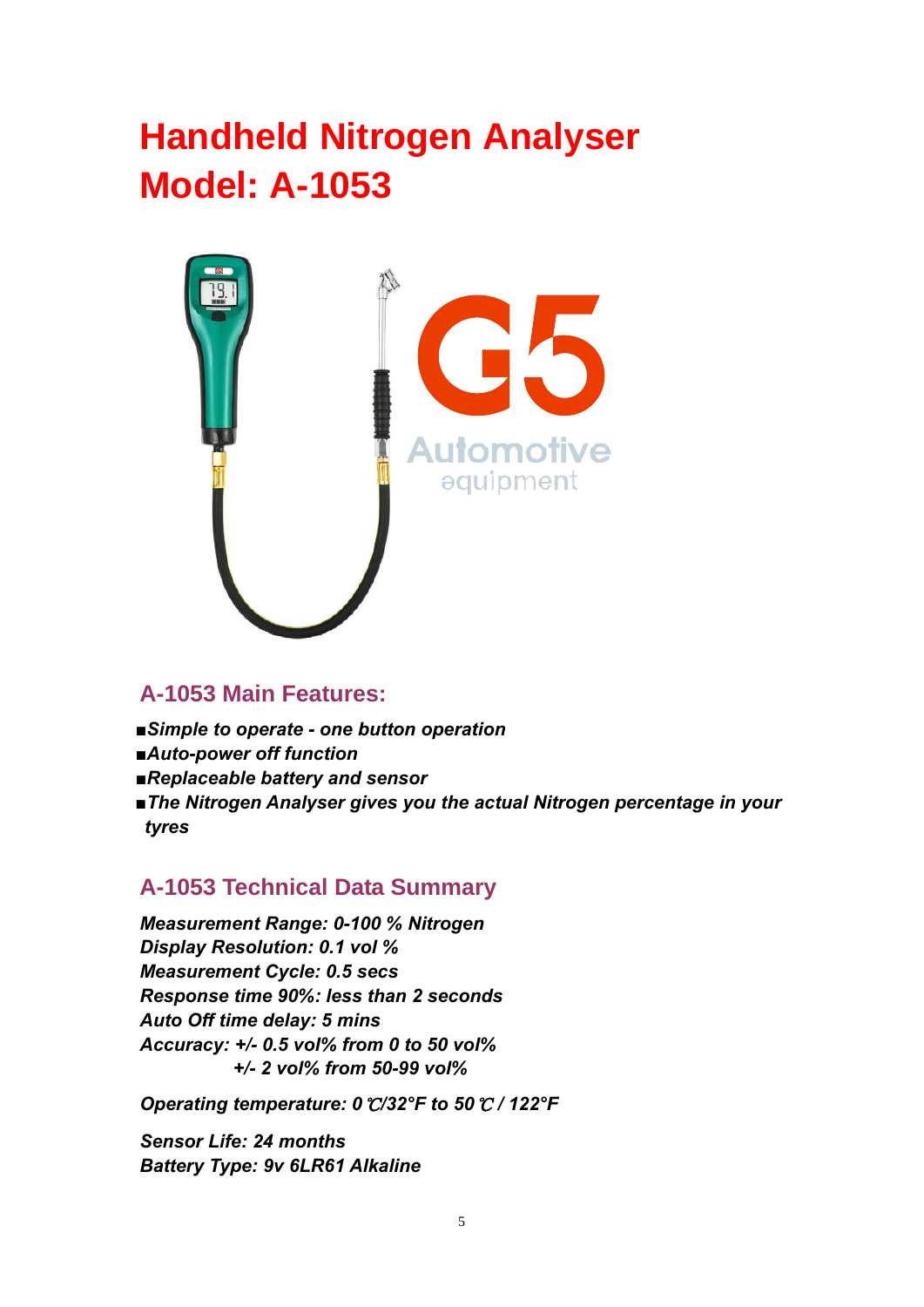# Handheld Nitrogen Analyser
# Model: A-1053

## A-1053 Main Features:

- *Simple to operate - one button operation*
- *Auto-power off function*
- *Replaceable battery and sensor*
- *The Nitrogen Analyser gives you the actual Nitrogen percentage in your tyres*

## A-1053 Technical Data Summary

*Measurement Range: 0-100 % Nitrogen*
*Display Resolution: 0.1 vol %*
*Measurement Cycle: 0.5 secs*
*Response time 90%: less than 2 seconds*
*Auto Off time delay: 5 mins*
*Accuracy: +/- 0.5 vol% from 0 to 50 vol%*
*+/- 2 vol% from 50-99 vol%*

*Operating temperature: 0℃/32°F to 50℃ / 122°F*

*Sensor Life: 24 months*
*Battery Type: 9v 6LR61 Alkaline*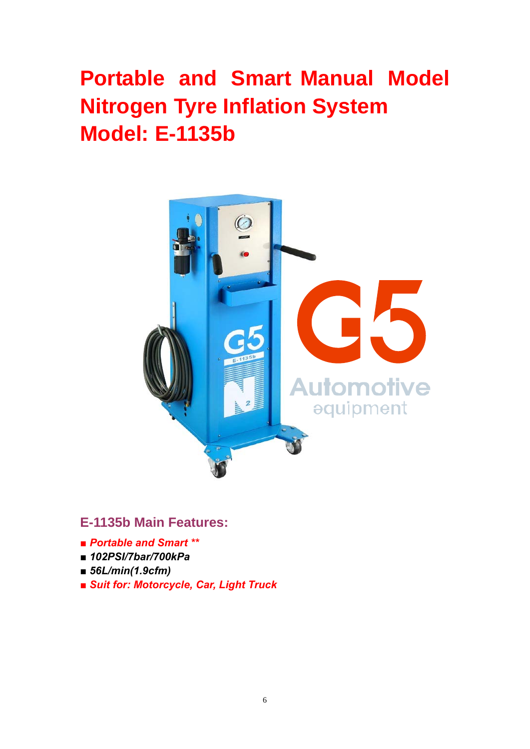# Portable and Smart Manual Model Nitrogen Tyre Inflation System
# Model: E-1135b

## E-1135b Main Features:

- ***Portable and Smart \*\****
- ***102PSI/7bar/700kPa***
- ***56L/min(1.9cfm)***
- ***Suit for: Motorcycle, Car, Light Truck***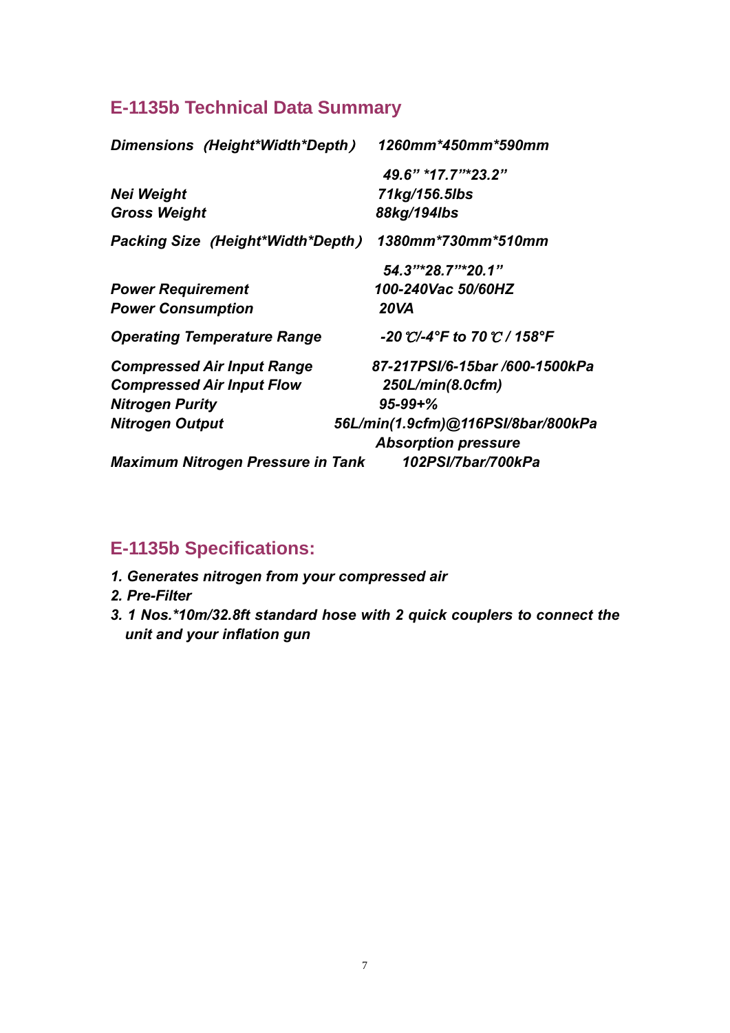## E-1135b Technical Data Summary

| | |
|---|---|
| ***Dimensions (Height*Width*Depth)*** | ***1260mm*450mm*590mm*** |
| | ***49.6" *17.7"*23.2"*** |
| ***Nei Weight*** | ***71kg/156.5lbs*** |
| ***Gross Weight*** | ***88kg/194lbs*** |
| ***Packing Size (Height*Width*Depth)*** | ***1380mm*730mm*510mm*** |
| | ***54.3"*28.7"*20.1"*** |
| ***Power Requirement*** | ***100-240Vac 50/60HZ*** |
| ***Power Consumption*** | ***20VA*** |
| ***Operating Temperature Range*** | ***-20℃/-4°F to 70℃ / 158°F*** |
| ***Compressed Air Input Range*** | ***87-217PSI/6-15bar /600-1500kPa*** |
| ***Compressed Air Input Flow*** | ***250L/min(8.0cfm)*** |
| ***Nitrogen Purity*** | ***95-99+%*** |
| ***Nitrogen Output*** | ***56L/min(1.9cfm)@116PSI/8bar/800kPa Absorption pressure*** |
| ***Maximum Nitrogen Pressure in Tank*** | ***102PSI/7bar/700kPa*** |

## E-1135b Specifications:

1. ***Generates nitrogen from your compressed air***
2. ***Pre-Filter***
3. ***1 Nos.*10m/32.8ft standard hose with 2 quick couplers to connect the unit and your inflation gun***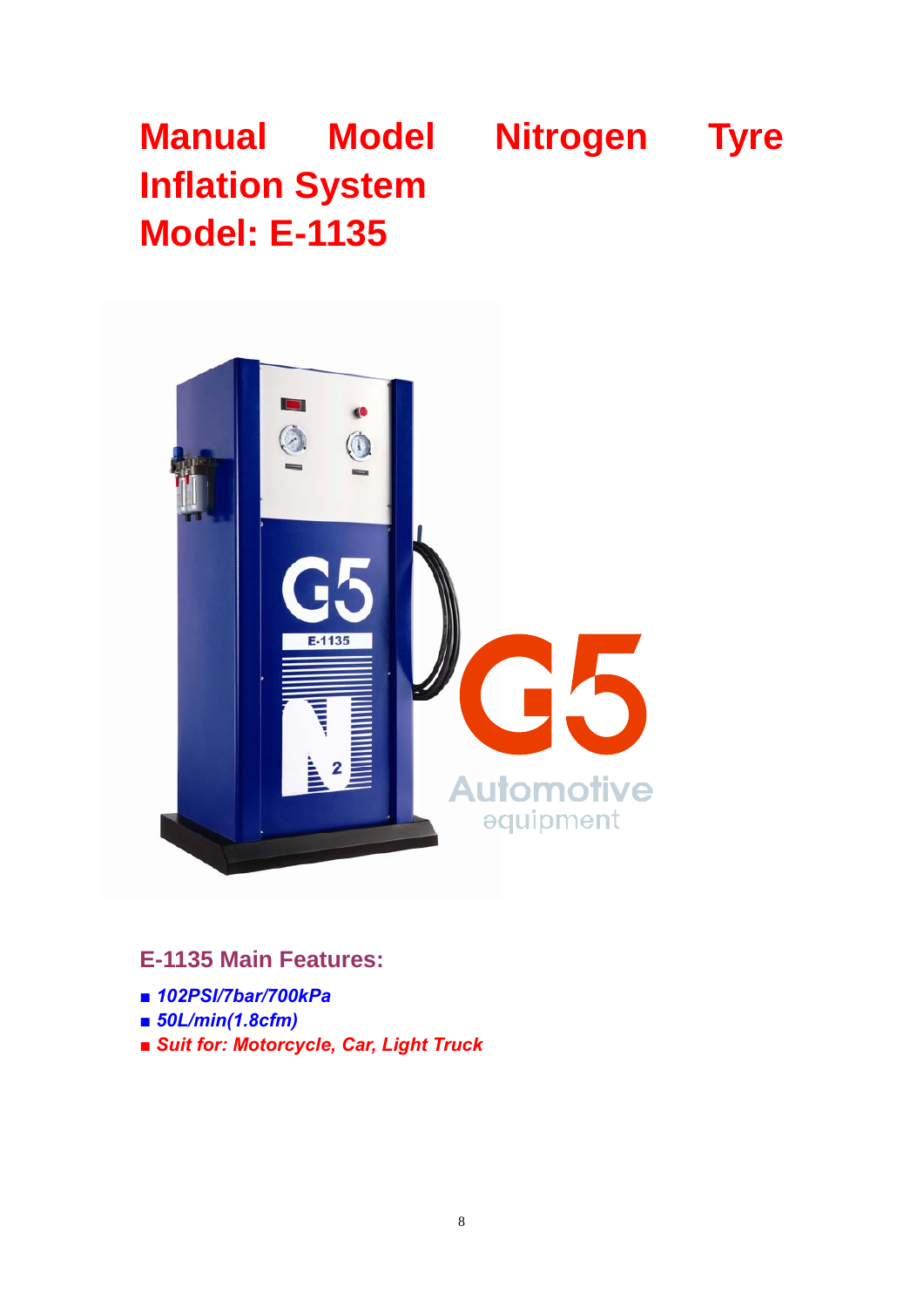# Manual Model Nitrogen Tyre Inflation System
# Model: E-1135

## E-1135 Main Features:

- *102PSI/7bar/700kPa*
- *50L/min(1.8cfm)*
- *Suit for: Motorcycle, Car, Light Truck*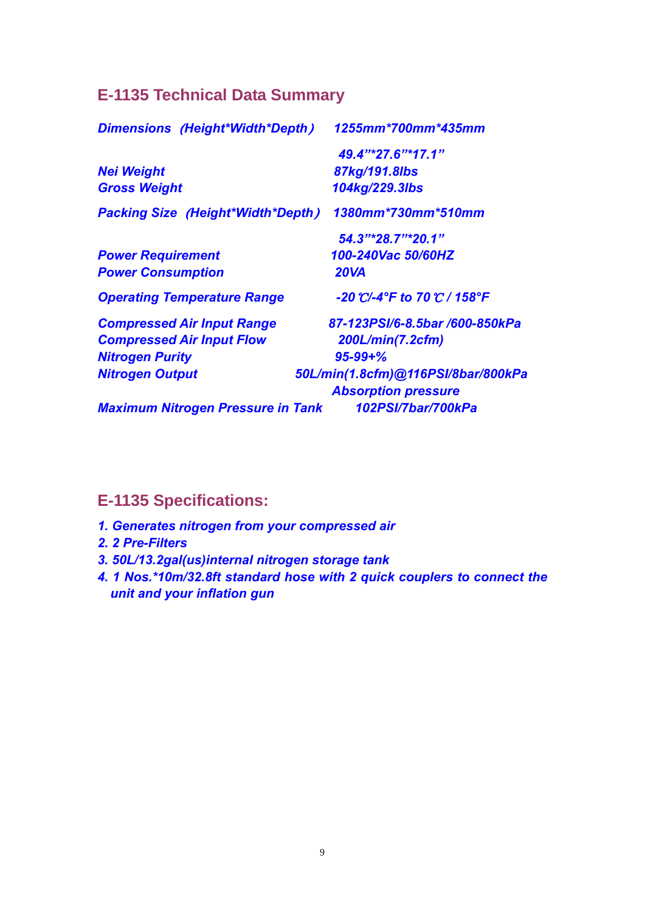## E-1135 Technical Data Summary

| | |
|---|---|
| *Dimensions (Height*Width*Depth)* | *1255mm*700mm*435mm* |
| | *49.4"*27.6"*17.1"* |
| *Nei Weight* | *87kg/191.8lbs* |
| *Gross Weight* | *104kg/229.3lbs* |
| *Packing Size (Height*Width*Depth)* | *1380mm*730mm*510mm* |
| | *54.3"*28.7"*20.1"* |
| *Power Requirement* | *100-240Vac 50/60HZ* |
| *Power Consumption* | *20VA* |
| *Operating Temperature Range* | *-20℃/-4°F to 70℃ / 158°F* |
| *Compressed Air Input Range* | *87-123PSI/6-8.5bar /600-850kPa* |
| *Compressed Air Input Flow* | *200L/min(7.2cfm)* |
| *Nitrogen Purity* | *95-99+%* |
| *Nitrogen Output* | *50L/min(1.8cfm)@116PSI/8bar/800kPa Absorption pressure* |
| *Maximum Nitrogen Pressure in Tank* | *102PSI/7bar/700kPa* |

## E-1135 Specifications:

1. *Generates nitrogen from your compressed air*
2. *2 Pre-Filters*
3. *50L/13.2gal(us)internal nitrogen storage tank*
4. *1 Nos.*10m/32.8ft standard hose with 2 quick couplers to connect the unit and your inflation gun*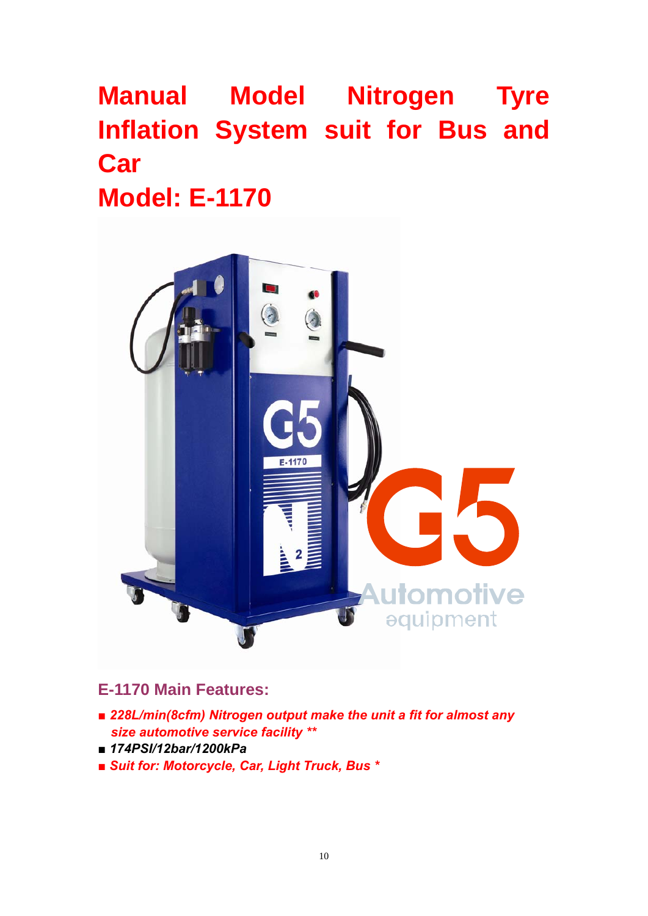# Manual Model Nitrogen Tyre Inflation System suit for Bus and Car

# Model: E-1170

## E-1170 Main Features:

- *228L/min(8cfm) Nitrogen output make the unit a fit for almost any size automotive service facility \*\**
- *174PSI/12bar/1200kPa*
- *Suit for: Motorcycle, Car, Light Truck, Bus \**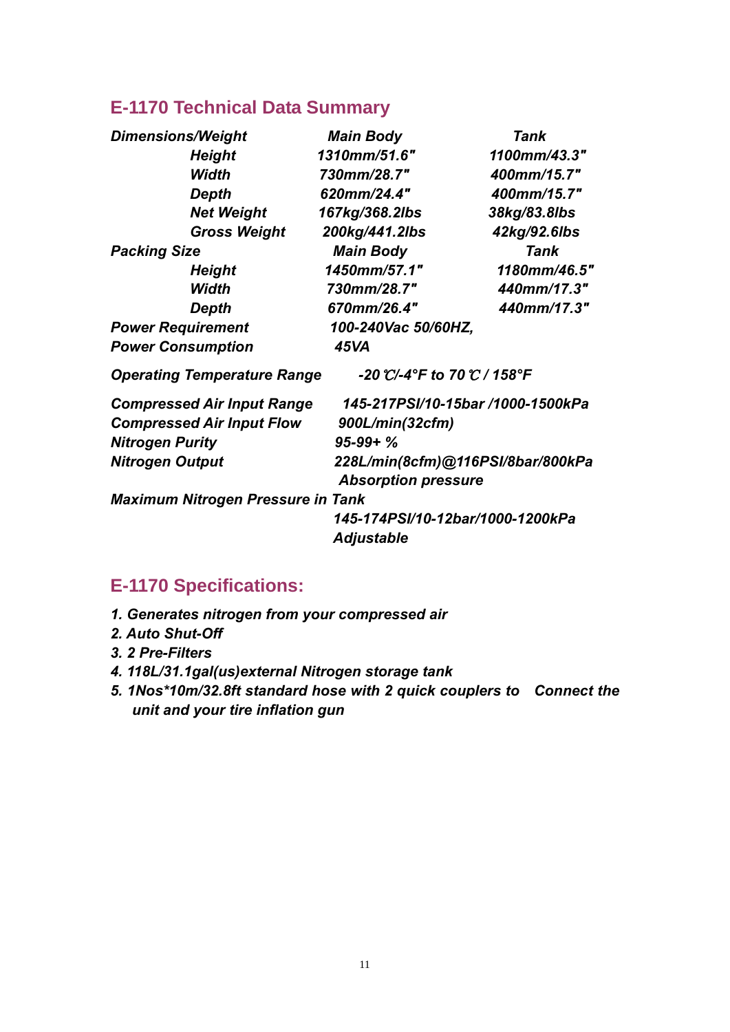## E-1170 Technical Data Summary

| *Dimensions/Weight* | *Main Body* | *Tank* |
|---|---|---|
| *Height* | *1310mm/51.6"* | *1100mm/43.3"* |
| *Width* | *730mm/28.7"* | *400mm/15.7"* |
| *Depth* | *620mm/24.4"* | *400mm/15.7"* |
| *Net Weight* | *167kg/368.2lbs* | *38kg/83.8lbs* |
| *Gross Weight* | *200kg/441.2lbs* | *42kg/92.6lbs* |
| *Packing Size* | *Main Body* | *Tank* |
| *Height* | *1450mm/57.1"* | *1180mm/46.5"* |
| *Width* | *730mm/28.7"* | *440mm/17.3"* |
| *Depth* | *670mm/26.4"* | *440mm/17.3"* |

*Power Requirement* *100-240Vac 50/60HZ,*
*Power Consumption* *45VA*

*Operating Temperature Range* *-20℃/-4°F to 70℃ / 158°F*

*Compressed Air Input Range* *145-217PSI/10-15bar /1000-1500kPa*
*Compressed Air Input Flow* *900L/min(32cfm)*
*Nitrogen Purity* *95-99+ %*
*Nitrogen Output* *228L/min(8cfm)@116PSI/8bar/800kPa Absorption pressure*
*Maximum Nitrogen Pressure in Tank* *145-174PSI/10-12bar/1000-1200kPa Adjustable*

## E-1170 Specifications:

1. *Generates nitrogen from your compressed air*
2. *Auto Shut-Off*
3. *2 Pre-Filters*
4. *118L/31.1gal(us)external Nitrogen storage tank*
5. *1Nos*10m/32.8ft standard hose with 2 quick couplers to Connect the unit and your tire inflation gun*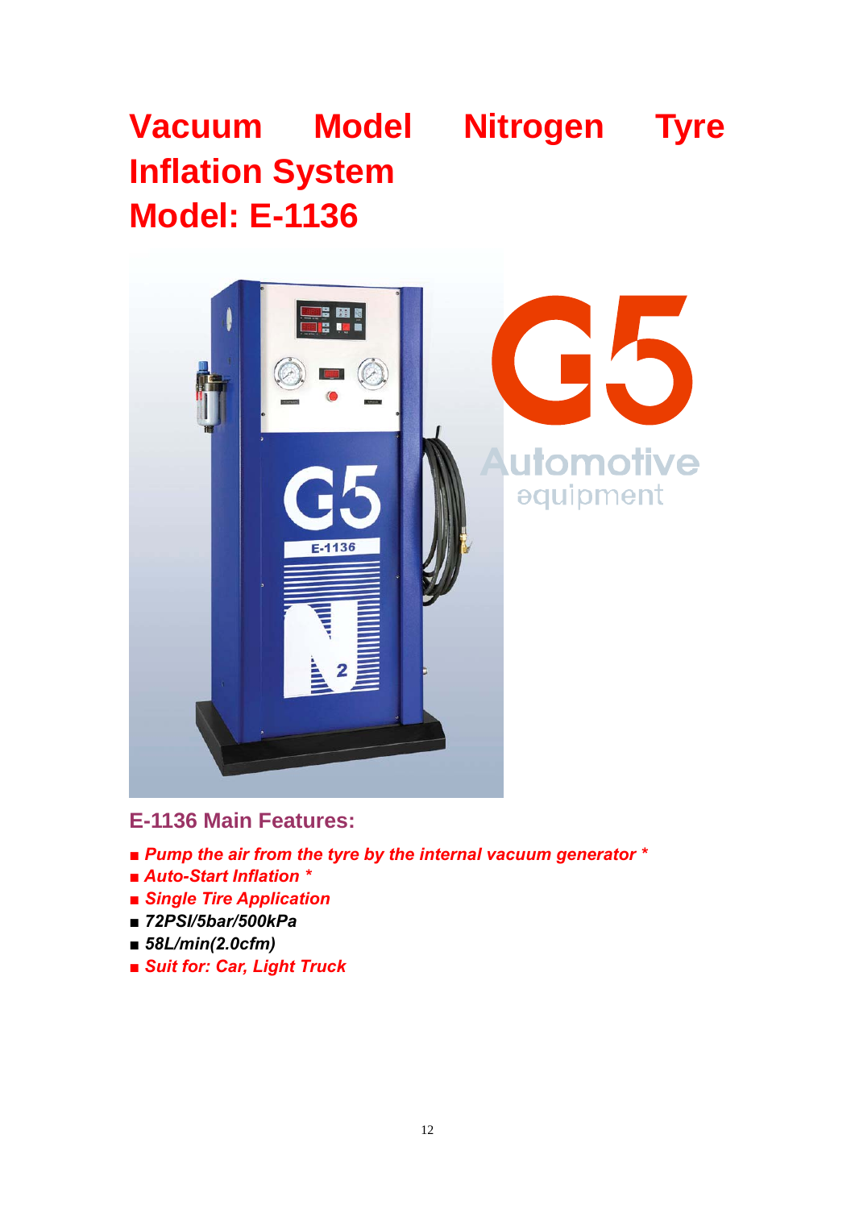# Vacuum Model Nitrogen Tyre Inflation System
# Model: E-1136

## E-1136 Main Features:

- ***Pump the air from the tyre by the internal vacuum generator \****
- ***Auto-Start Inflation \****
- ***Single Tire Application***
- ***72PSI/5bar/500kPa***
- ***58L/min(2.0cfm)***
- ***Suit for: Car, Light Truck***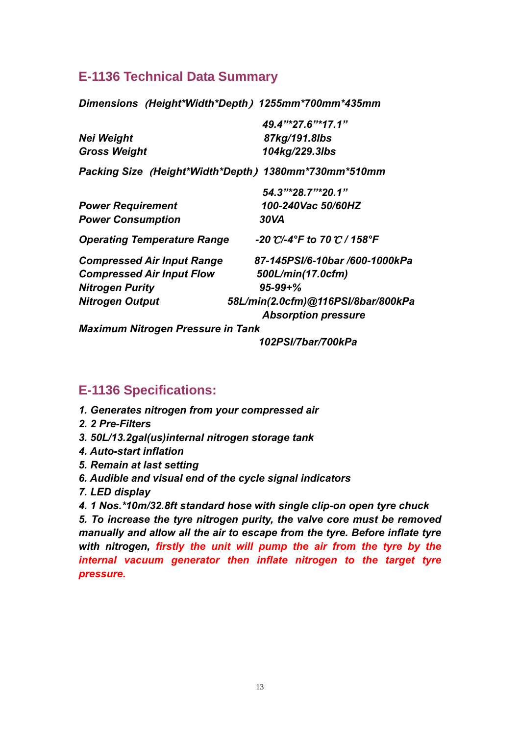## E-1136 Technical Data Summary

| | |
|---|---|
| *Dimensions（Height*Width*Depth）* | *1255mm*700mm*435mm* |
| | *49.4"*27.6"*17.1"* |
| *Nei Weight* | *87kg/191.8lbs* |
| *Gross Weight* | *104kg/229.3lbs* |
| *Packing Size（Height*Width*Depth）* | *1380mm*730mm*510mm* |
| | *54.3"*28.7"*20.1"* |
| *Power Requirement* | *100-240Vac 50/60HZ* |
| *Power Consumption* | *30VA* |
| *Operating Temperature Range* | *-20℃/-4°F to 70℃ / 158°F* |
| *Compressed Air Input Range* | *87-145PSI/6-10bar /600-1000kPa* |
| *Compressed Air Input Flow* | *500L/min(17.0cfm)* |
| *Nitrogen Purity* | *95-99+%* |
| *Nitrogen Output* | *58L/min(2.0cfm)@116PSI/8bar/800kPa Absorption pressure* |
| *Maximum Nitrogen Pressure in Tank* | *102PSI/7bar/700kPa* |

## E-1136 Specifications:

*1. Generates nitrogen from your compressed air*
*2. 2 Pre-Filters*
*3. 50L/13.2gal(us)internal nitrogen storage tank*
*4. Auto-start inflation*
*5. Remain at last setting*
*6. Audible and visual end of the cycle signal indicators*
*7. LED display*
*4. 1 Nos.*10m/32.8ft standard hose with single clip-on open tyre chuck*
*5. To increase the tyre nitrogen purity, the valve core must be removed manually and allow all the air to escape from the tyre. Before inflate tyre with nitrogen, firstly the unit will pump the air from the tyre by the internal vacuum generator then inflate nitrogen to the target tyre pressure.*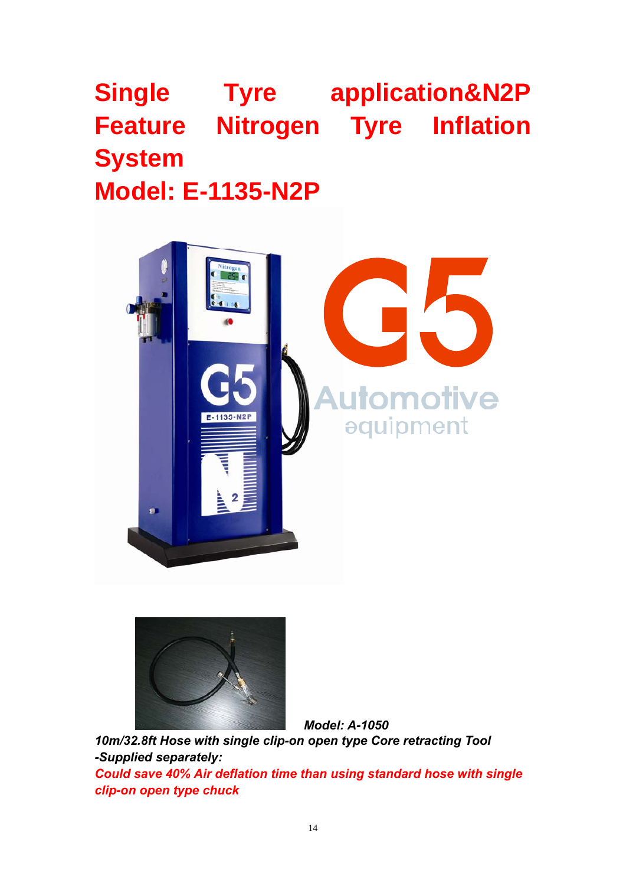# Single Tyre application&N2P Feature Nitrogen Tyre Inflation System

# Model: E-1135-N2P

***Model: A-1050***

***10m/32.8ft Hose with single clip-on open type Core retracting Tool -Supplied separately:***

***Could save 40% Air deflation time than using standard hose with single clip-on open type chuck***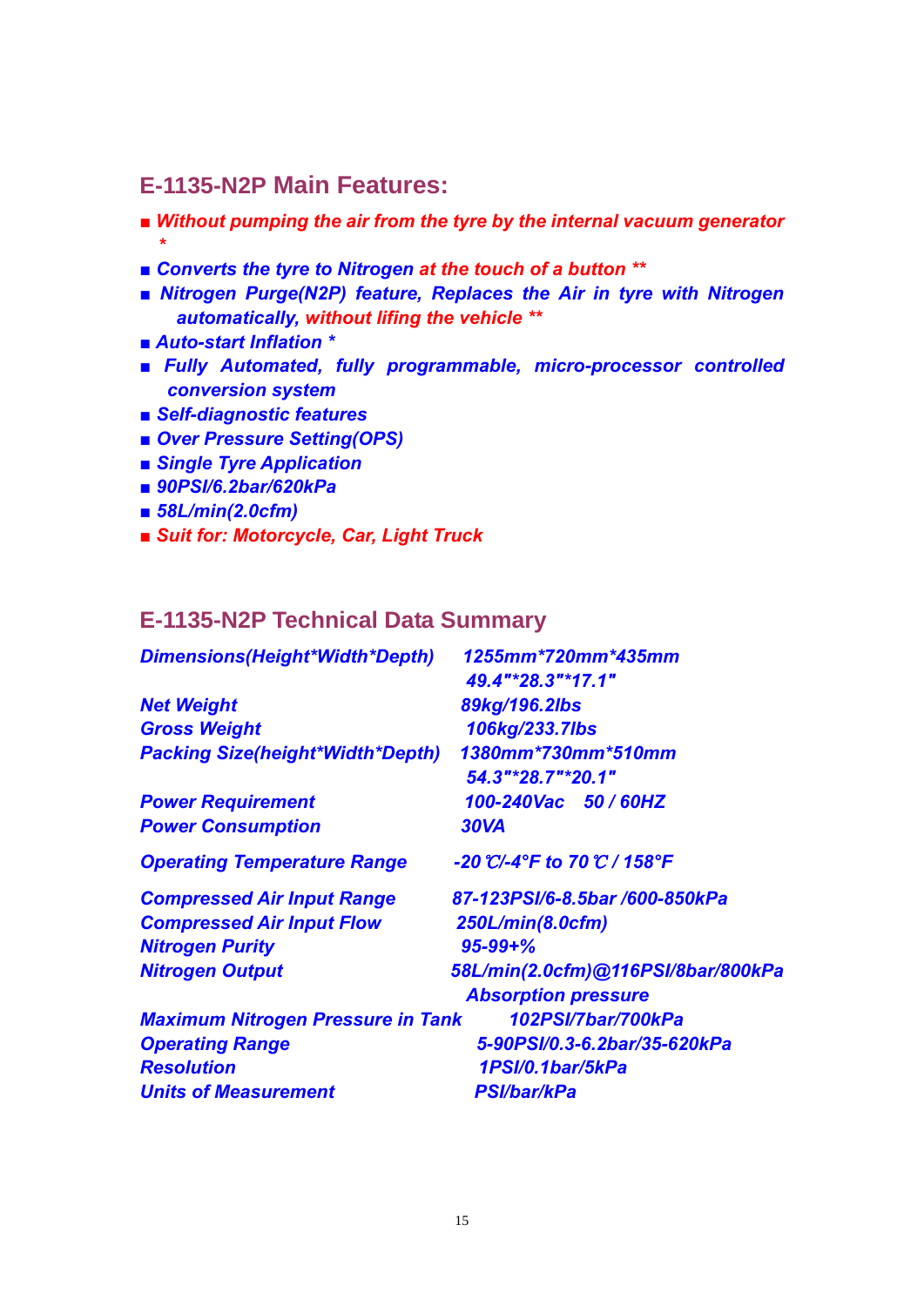## E-1135-N2P Main Features:

- *Without pumping the air from the tyre by the internal vacuum generator \**
- *Converts the tyre to Nitrogen at the touch of a button \*\**
- *Nitrogen Purge(N2P) feature, Replaces the Air in tyre with Nitrogen automatically, without lifing the vehicle \*\**
- *Auto-start Inflation \**
- *Fully Automated, fully programmable, micro-processor controlled conversion system*
- *Self-diagnostic features*
- *Over Pressure Setting(OPS)*
- *Single Tyre Application*
- *90PSI/6.2bar/620kPa*
- *58L/min(2.0cfm)*
- *Suit for: Motorcycle, Car, Light Truck*

## E-1135-N2P Technical Data Summary

| | |
|---|---|
| *Dimensions(Height\*Width\*Depth)* | *1255mm\*720mm\*435mm*<br>*49.4"\*28.3"\*17.1"* |
| *Net Weight* | *89kg/196.2lbs* |
| *Gross Weight* | *106kg/233.7lbs* |
| *Packing Size(height\*Width\*Depth)* | *1380mm\*730mm\*510mm*<br>*54.3"\*28.7"\*20.1"* |
| *Power Requirement* | *100-240Vac 50 / 60HZ* |
| *Power Consumption* | *30VA* |
| *Operating Temperature Range* | *-20℃/-4°F to 70℃ / 158°F* |
| *Compressed Air Input Range* | *87-123PSI/6-8.5bar /600-850kPa* |
| *Compressed Air Input Flow* | *250L/min(8.0cfm)* |
| *Nitrogen Purity* | *95-99+%* |
| *Nitrogen Output* | *58L/min(2.0cfm)@116PSI/8bar/800kPa*<br>*Absorption pressure* |
| *Maximum Nitrogen Pressure in Tank* | *102PSI/7bar/700kPa* |
| *Operating Range* | *5-90PSI/0.3-6.2bar/35-620kPa* |
| *Resolution* | *1PSI/0.1bar/5kPa* |
| *Units of Measurement* | *PSI/bar/kPa* |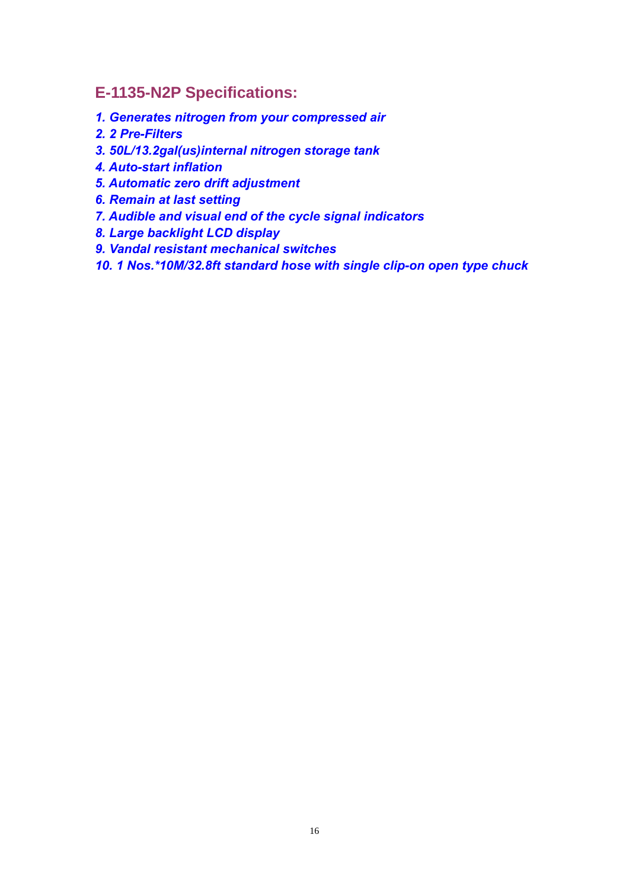## E-1135-N2P Specifications:

1. *Generates nitrogen from your compressed air*
2. *2 Pre-Filters*
3. *50L/13.2gal(us)internal nitrogen storage tank*
4. *Auto-start inflation*
5. *Automatic zero drift adjustment*
6. *Remain at last setting*
7. *Audible and visual end of the cycle signal indicators*
8. *Large backlight LCD display*
9. *Vandal resistant mechanical switches*
10. *1 Nos.*10M/32.8ft standard hose with single clip-on open type chuck*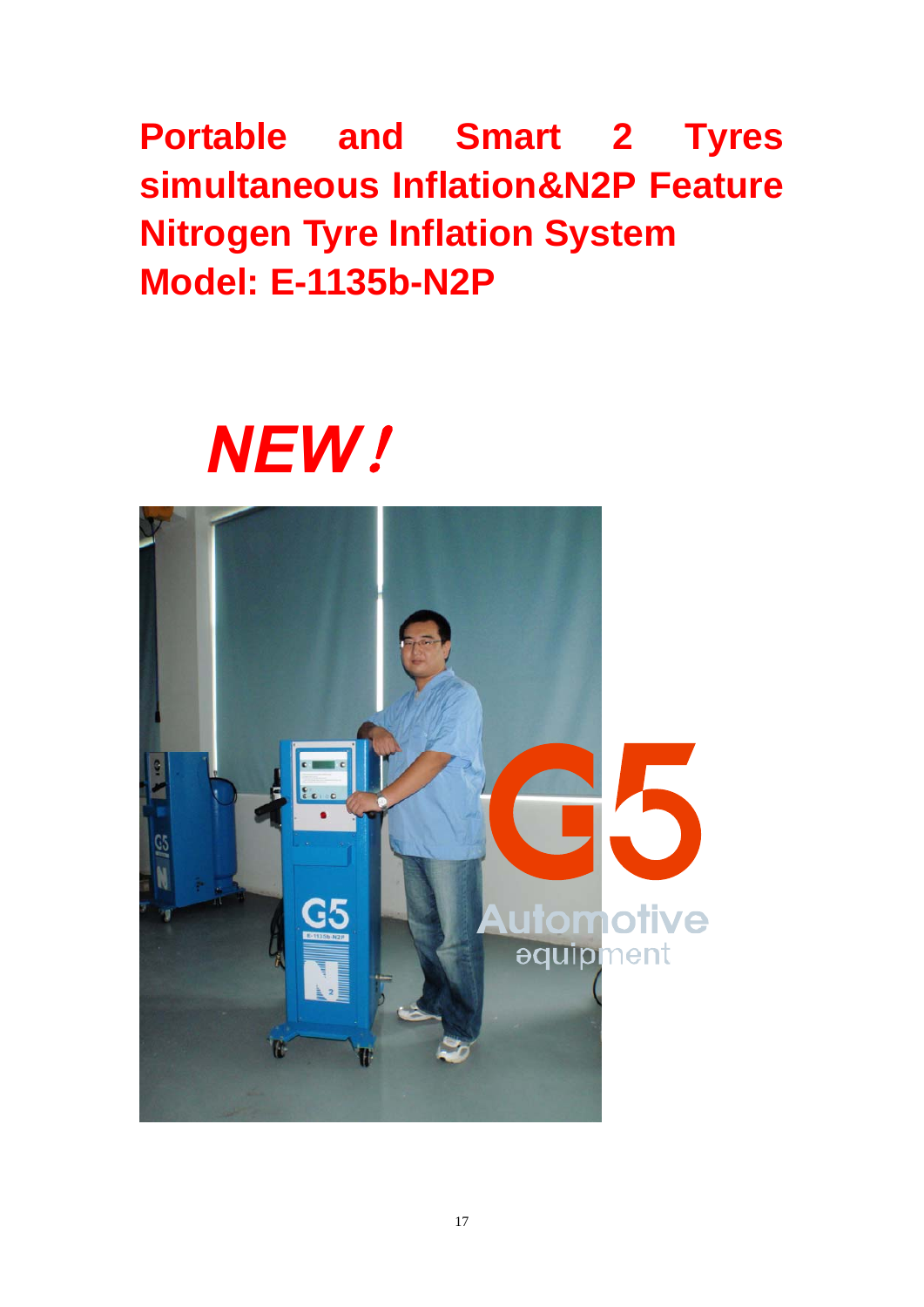# Portable and Smart 2 Tyres simultaneous Inflation&N2P Feature Nitrogen Tyre Inflation System
# Model: E-1135b-N2P

***NEW!***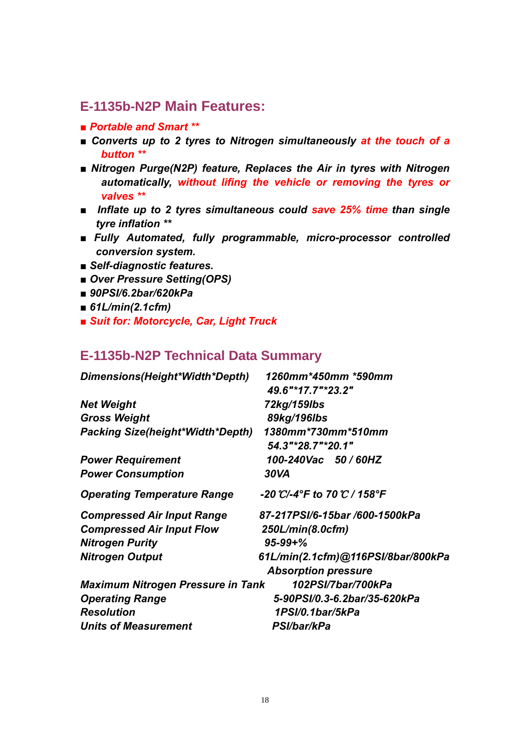## E-1135b-N2P Main Features:

- *Portable and Smart \*\**
- *Converts up to 2 tyres to Nitrogen simultaneously at the touch of a button \*\**
- *Nitrogen Purge(N2P) feature, Replaces the Air in tyres with Nitrogen automatically, without lifing the vehicle or removing the tyres or valves \*\**
- *Inflate up to 2 tyres simultaneous could save 25% time than single tyre inflation \*\**
- *Fully Automated, fully programmable, micro-processor controlled conversion system.*
- *Self-diagnostic features.*
- *Over Pressure Setting(OPS)*
- *90PSI/6.2bar/620kPa*
- *61L/min(2.1cfm)*
- *Suit for: Motorcycle, Car, Light Truck*

## E-1135b-N2P Technical Data Summary

| | |
|---|---|
| *Dimensions(Height*Width*Depth)* | *1260mm*450mm *590mm*<br>*49.6"*17.7"*23.2"* |
| *Net Weight* | *72kg/159lbs* |
| *Gross Weight* | *89kg/196lbs* |
| *Packing Size(height*Width*Depth)* | *1380mm*730mm*510mm*<br>*54.3"*28.7"*20.1"* |
| *Power Requirement* | *100-240Vac 50 / 60HZ* |
| *Power Consumption* | *30VA* |
| *Operating Temperature Range* | *-20℃/-4°F to 70℃ / 158°F* |
| *Compressed Air Input Range* | *87-217PSI/6-15bar /600-1500kPa* |
| *Compressed Air Input Flow* | *250L/min(8.0cfm)* |
| *Nitrogen Purity* | *95-99+%* |
| *Nitrogen Output* | *61L/min(2.1cfm)@116PSI/8bar/800kPa*<br>*Absorption pressure* |
| *Maximum Nitrogen Pressure in Tank* | *102PSI/7bar/700kPa* |
| *Operating Range* | *5-90PSI/0.3-6.2bar/35-620kPa* |
| *Resolution* | *1PSI/0.1bar/5kPa* |
| *Units of Measurement* | *PSI/bar/kPa* |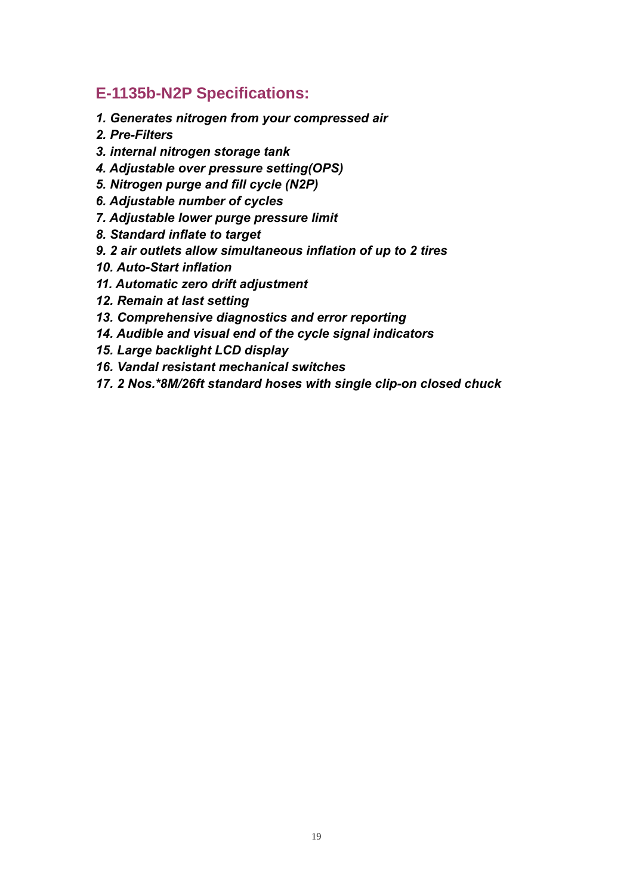## E-1135b-N2P Specifications:

1. *Generates nitrogen from your compressed air*
2. *Pre-Filters*
3. *internal nitrogen storage tank*
4. *Adjustable over pressure setting(OPS)*
5. *Nitrogen purge and fill cycle (N2P)*
6. *Adjustable number of cycles*
7. *Adjustable lower purge pressure limit*
8. *Standard inflate to target*
9. *2 air outlets allow simultaneous inflation of up to 2 tires*
10. *Auto-Start inflation*
11. *Automatic zero drift adjustment*
12. *Remain at last setting*
13. *Comprehensive diagnostics and error reporting*
14. *Audible and visual end of the cycle signal indicators*
15. *Large backlight LCD display*
16. *Vandal resistant mechanical switches*
17. *2 Nos.*8M/26ft standard hoses with single clip-on closed chuck*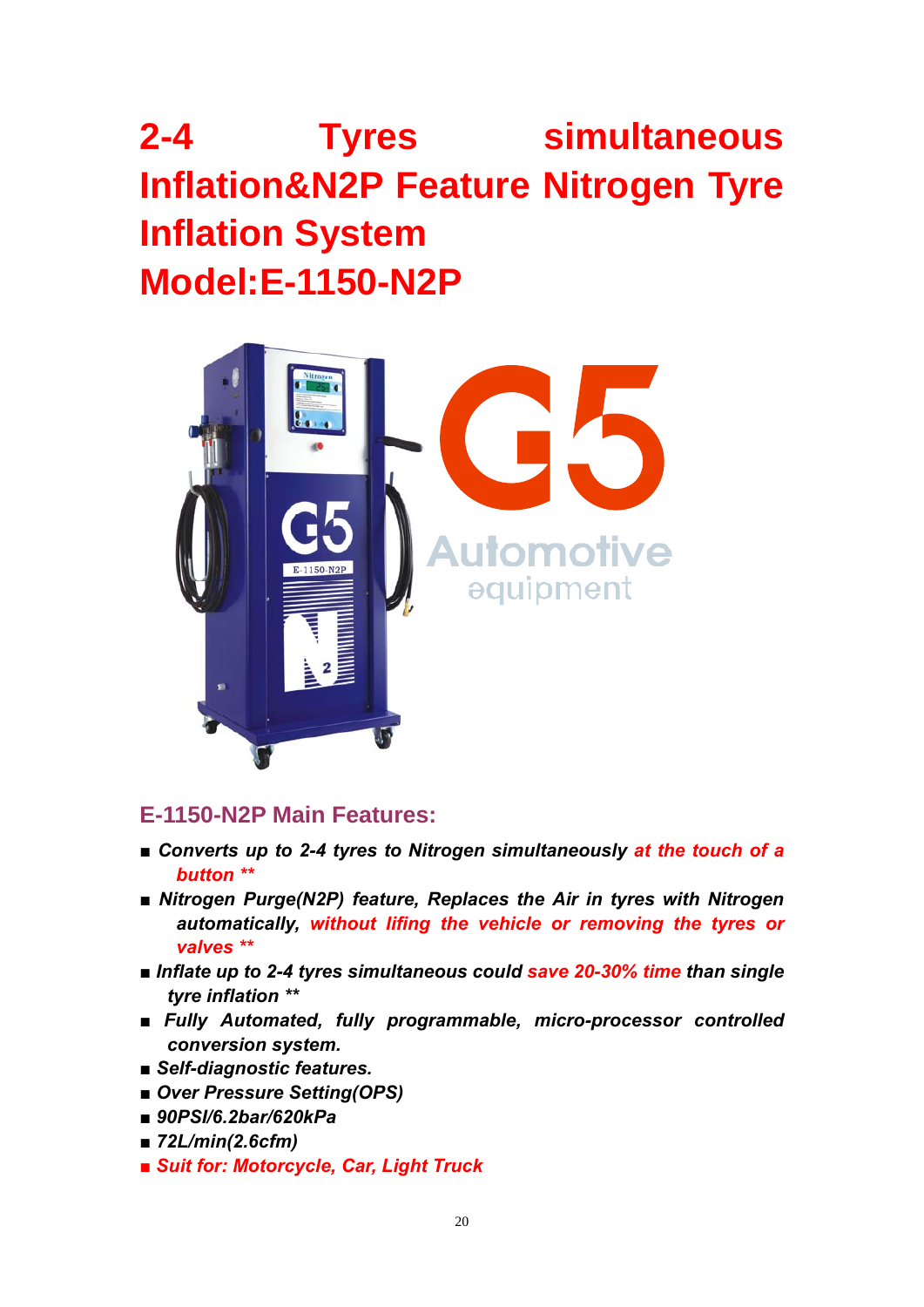# 2-4 Tyres simultaneous Inflation&N2P Feature Nitrogen Tyre Inflation System Model:E-1150-N2P

## E-1150-N2P Main Features:

- ***Converts up to 2-4 tyres to Nitrogen simultaneously at the touch of a button \*\****
- ***Nitrogen Purge(N2P) feature, Replaces the Air in tyres with Nitrogen automatically, without lifing the vehicle or removing the tyres or valves \*\****
- ***Inflate up to 2-4 tyres simultaneous could save 20-30% time than single tyre inflation \*\****
- ***Fully Automated, fully programmable, micro-processor controlled conversion system.***
- ***Self-diagnostic features.***
- ***Over Pressure Setting(OPS)***
- ***90PSI/6.2bar/620kPa***
- ***72L/min(2.6cfm)***
- ***Suit for: Motorcycle, Car, Light Truck***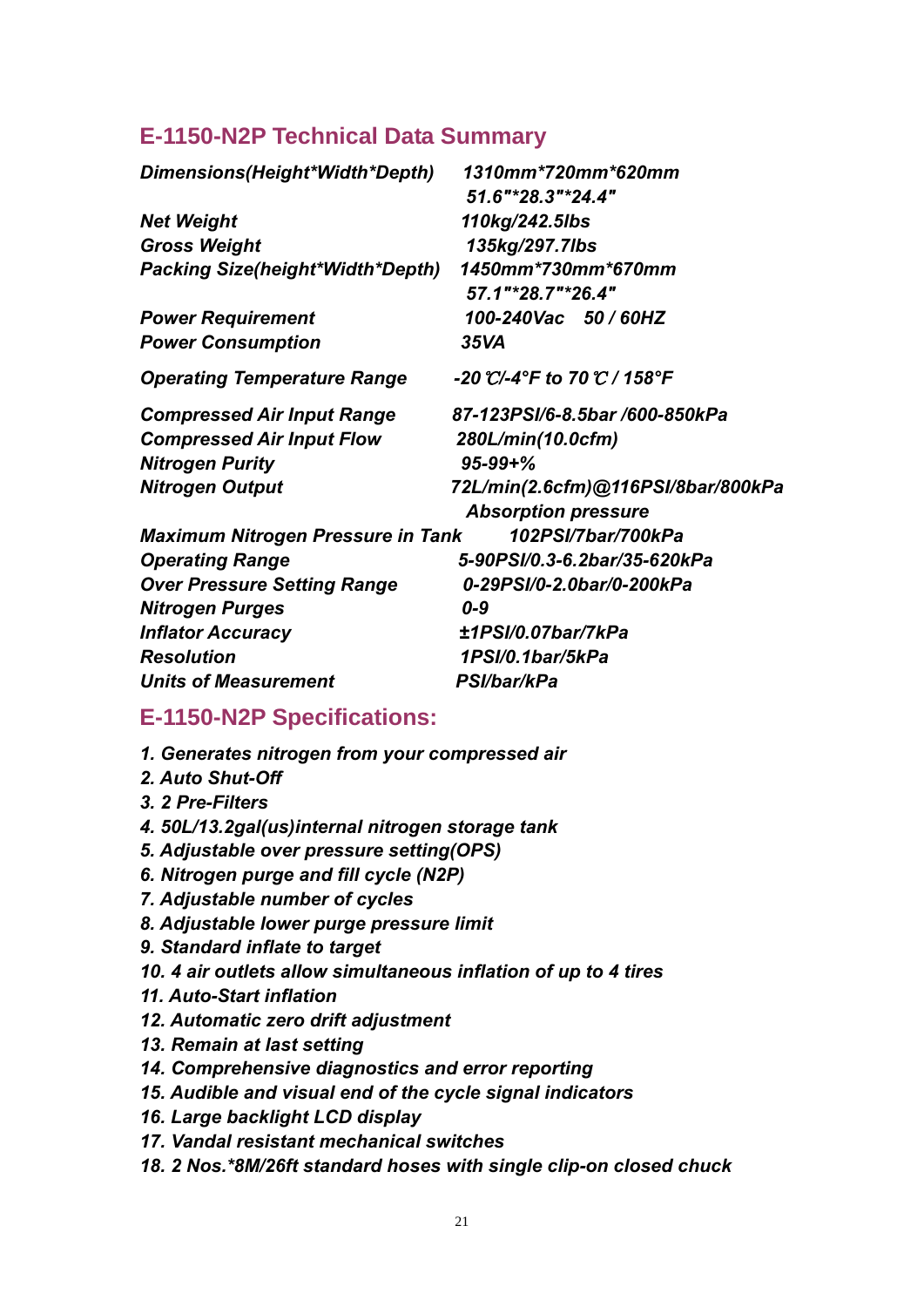## E-1150-N2P Technical Data Summary

| | |
|---|---|
| *Dimensions(Height*Width*Depth)* | *1310mm*720mm*620mm 51.6"*28.3"*24.4"* |
| *Net Weight* | *110kg/242.5lbs* |
| *Gross Weight* | *135kg/297.7lbs* |
| *Packing Size(height*Width*Depth)* | *1450mm*730mm*670mm 57.1"*28.7"*26.4"* |
| *Power Requirement* | *100-240Vac 50 / 60HZ* |
| *Power Consumption* | *35VA* |
| *Operating Temperature Range* | *-20℃/-4°F to 70℃ / 158°F* |
| *Compressed Air Input Range* | *87-123PSI/6-8.5bar /600-850kPa* |
| *Compressed Air Input Flow* | *280L/min(10.0cfm)* |
| *Nitrogen Purity* | *95-99+%* |
| *Nitrogen Output* | *72L/min(2.6cfm)@116PSI/8bar/800kPa Absorption pressure* |
| *Maximum Nitrogen Pressure in Tank* | *102PSI/7bar/700kPa* |
| *Operating Range* | *5-90PSI/0.3-6.2bar/35-620kPa* |
| *Over Pressure Setting Range* | *0-29PSI/0-2.0bar/0-200kPa* |
| *Nitrogen Purges* | *0-9* |
| *Inflator Accuracy* | *±1PSI/0.07bar/7kPa* |
| *Resolution* | *1PSI/0.1bar/5kPa* |
| *Units of Measurement* | *PSI/bar/kPa* |

## E-1150-N2P Specifications:

1. *Generates nitrogen from your compressed air*
2. *Auto Shut-Off*
3. *2 Pre-Filters*
4. *50L/13.2gal(us)internal nitrogen storage tank*
5. *Adjustable over pressure setting(OPS)*
6. *Nitrogen purge and fill cycle (N2P)*
7. *Adjustable number of cycles*
8. *Adjustable lower purge pressure limit*
9. *Standard inflate to target*
10. *4 air outlets allow simultaneous inflation of up to 4 tires*
11. *Auto-Start inflation*
12. *Automatic zero drift adjustment*
13. *Remain at last setting*
14. *Comprehensive diagnostics and error reporting*
15. *Audible and visual end of the cycle signal indicators*
16. *Large backlight LCD display*
17. *Vandal resistant mechanical switches*
18. *2 Nos.*8M/26ft standard hoses with single clip-on closed chuck*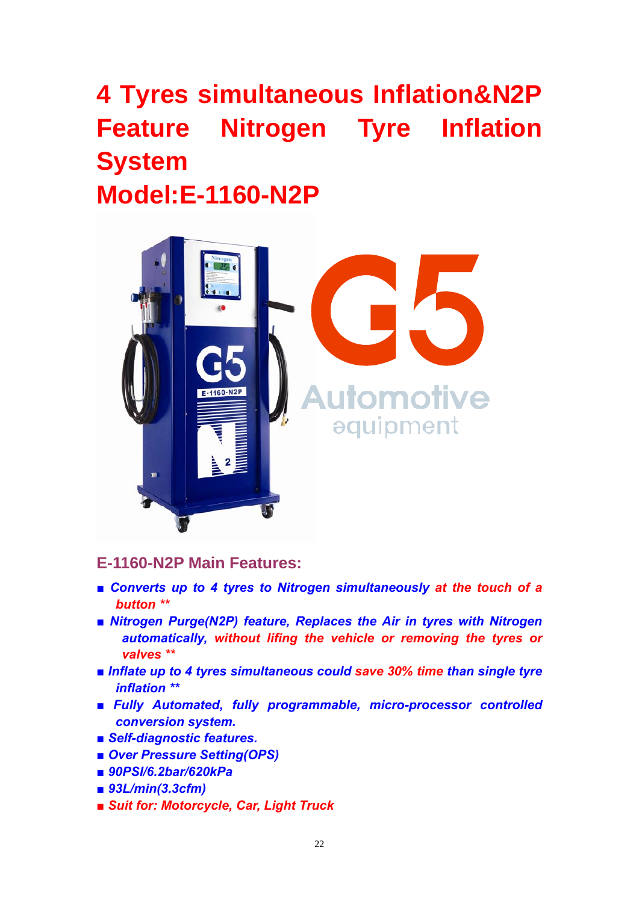# 4 Tyres simultaneous Inflation&N2P Feature Nitrogen Tyre Inflation System

# Model:E-1160-N2P

## E-1160-N2P Main Features:

- ***Converts up to 4 tyres to Nitrogen simultaneously at the touch of a button \*\****
- ***Nitrogen Purge(N2P) feature, Replaces the Air in tyres with Nitrogen automatically, without lifing the vehicle or removing the tyres or valves \*\****
- ***Inflate up to 4 tyres simultaneous could save 30% time than single tyre inflation \*\****
- ***Fully Automated, fully programmable, micro-processor controlled conversion system.***
- ***Self-diagnostic features.***
- ***Over Pressure Setting(OPS)***
- ***90PSI/6.2bar/620kPa***
- ***93L/min(3.3cfm)***
- ***Suit for: Motorcycle, Car, Light Truck***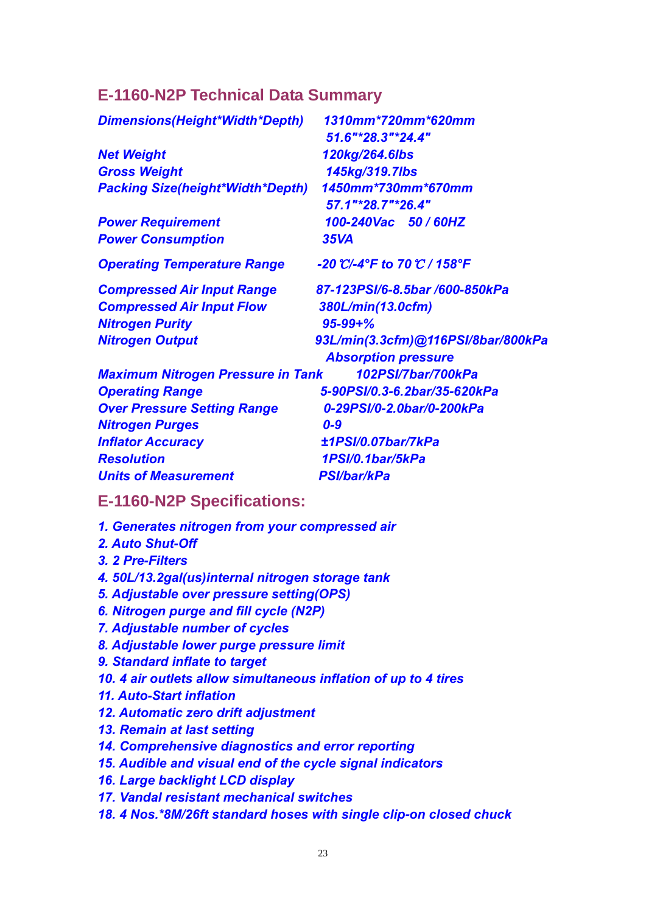## E-1160-N2P Technical Data Summary

| | |
|---|---|
| *Dimensions(Height*Width*Depth)* | *1310mm*720mm*620mm 51.6"*28.3"*24.4"* |
| *Net Weight* | *120kg/264.6lbs* |
| *Gross Weight* | *145kg/319.7lbs* |
| *Packing Size(height*Width*Depth)* | *1450mm*730mm*670mm 57.1"*28.7"*26.4"* |
| *Power Requirement* | *100-240Vac  50 / 60HZ* |
| *Power Consumption* | *35VA* |
| *Operating Temperature Range* | *-20℃/-4°F to 70℃ / 158°F* |
| *Compressed Air Input Range* | *87-123PSI/6-8.5bar /600-850kPa* |
| *Compressed Air Input Flow* | *380L/min(13.0cfm)* |
| *Nitrogen Purity* | *95-99+%* |
| *Nitrogen Output* | *93L/min(3.3cfm)@116PSI/8bar/800kPa Absorption pressure* |
| *Maximum Nitrogen Pressure in Tank* | *102PSI/7bar/700kPa* |
| *Operating Range* | *5-90PSI/0.3-6.2bar/35-620kPa* |
| *Over Pressure Setting Range* | *0-29PSI/0-2.0bar/0-200kPa* |
| *Nitrogen Purges* | *0-9* |
| *Inflator Accuracy* | *±1PSI/0.07bar/7kPa* |
| *Resolution* | *1PSI/0.1bar/5kPa* |
| *Units of Measurement* | *PSI/bar/kPa* |

## E-1160-N2P Specifications:

1. *Generates nitrogen from your compressed air*
2. *Auto Shut-Off*
3. *2 Pre-Filters*
4. *50L/13.2gal(us)internal nitrogen storage tank*
5. *Adjustable over pressure setting(OPS)*
6. *Nitrogen purge and fill cycle (N2P)*
7. *Adjustable number of cycles*
8. *Adjustable lower purge pressure limit*
9. *Standard inflate to target*
10. *4 air outlets allow simultaneous inflation of up to 4 tires*
11. *Auto-Start inflation*
12. *Automatic zero drift adjustment*
13. *Remain at last setting*
14. *Comprehensive diagnostics and error reporting*
15. *Audible and visual end of the cycle signal indicators*
16. *Large backlight LCD display*
17. *Vandal resistant mechanical switches*
18. *4 Nos.*8M/26ft standard hoses with single clip-on closed chuck*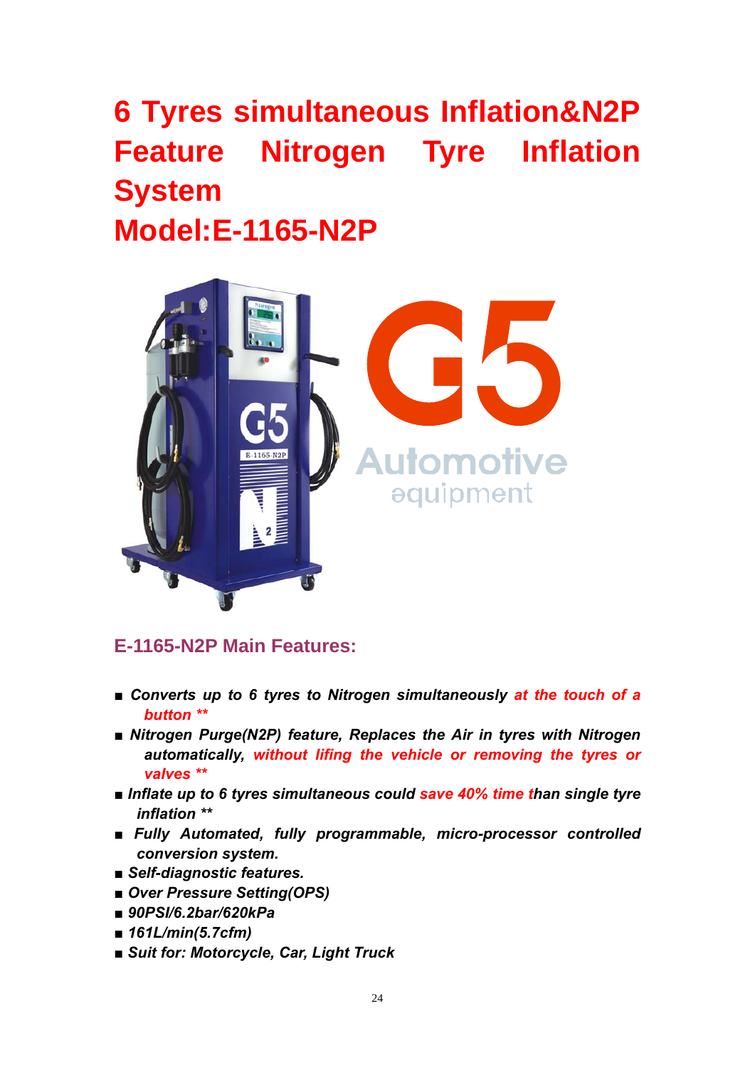# 6 Tyres simultaneous Inflation&N2P Feature Nitrogen Tyre Inflation System
# Model:E-1165-N2P

## E-1165-N2P Main Features:

- ***Converts up to 6 tyres to Nitrogen simultaneously at the touch of a button \*\****
- ***Nitrogen Purge(N2P) feature, Replaces the Air in tyres with Nitrogen automatically, without lifing the vehicle or removing the tyres or valves \*\****
- ***Inflate up to 6 tyres simultaneous could save 40% time than single tyre inflation \*\****
- ***Fully Automated, fully programmable, micro-processor controlled conversion system.***
- ***Self-diagnostic features.***
- ***Over Pressure Setting(OPS)***
- ***90PSI/6.2bar/620kPa***
- ***161L/min(5.7cfm)***
- ***Suit for: Motorcycle, Car, Light Truck***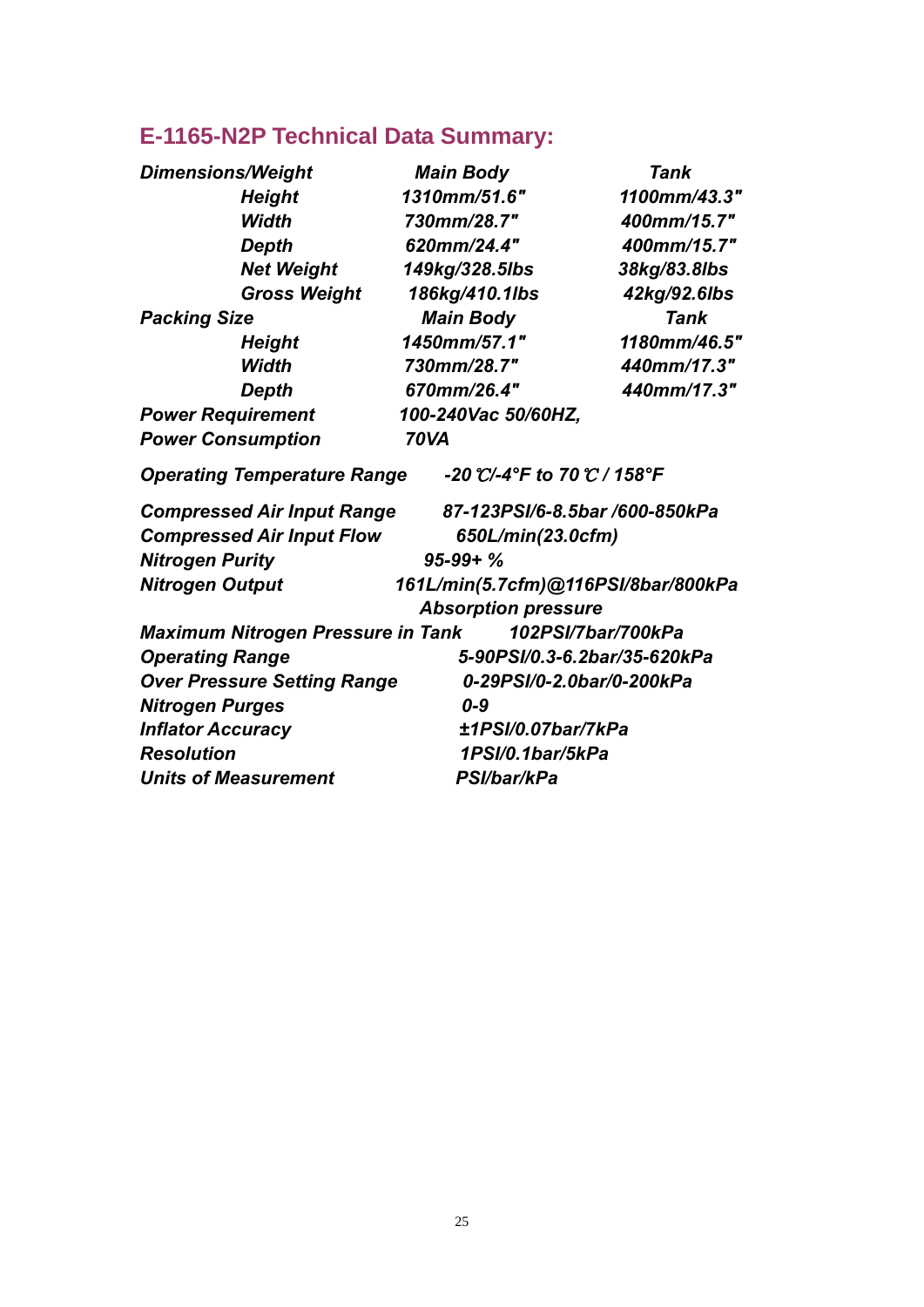## E-1165-N2P Technical Data Summary:

| *Dimensions/Weight* | *Main Body* | *Tank* |
|---|---|---|
| *Height* | *1310mm/51.6"* | *1100mm/43.3"* |
| *Width* | *730mm/28.7"* | *400mm/15.7"* |
| *Depth* | *620mm/24.4"* | *400mm/15.7"* |
| *Net Weight* | *149kg/328.5lbs* | *38kg/83.8lbs* |
| *Gross Weight* | *186kg/410.1lbs* | *42kg/92.6lbs* |
| ***Packing Size*** | *Main Body* | *Tank* |
| *Height* | *1450mm/57.1"* | *1180mm/46.5"* |
| *Width* | *730mm/28.7"* | *440mm/17.3"* |
| *Depth* | *670mm/26.4"* | *440mm/17.3"* |

| | |
|---|---|
| ***Power Requirement*** | *100-240Vac 50/60HZ,* |
| ***Power Consumption*** | *70VA* |
| ***Operating Temperature Range*** | *-20℃/-4°F to 70℃ / 158°F* |
| ***Compressed Air Input Range*** | *87-123PSI/6-8.5bar /600-850kPa* |
| ***Compressed Air Input Flow*** | *650L/min(23.0cfm)* |
| ***Nitrogen Purity*** | *95-99+ %* |
| ***Nitrogen Output*** | *161L/min(5.7cfm)@116PSI/8bar/800kPa Absorption pressure* |
| ***Maximum Nitrogen Pressure in Tank*** | *102PSI/7bar/700kPa* |
| ***Operating Range*** | *5-90PSI/0.3-6.2bar/35-620kPa* |
| ***Over Pressure Setting Range*** | *0-29PSI/0-2.0bar/0-200kPa* |
| ***Nitrogen Purges*** | *0-9* |
| ***Inflator Accuracy*** | *±1PSI/0.07bar/7kPa* |
| ***Resolution*** | *1PSI/0.1bar/5kPa* |
| ***Units of Measurement*** | *PSI/bar/kPa* |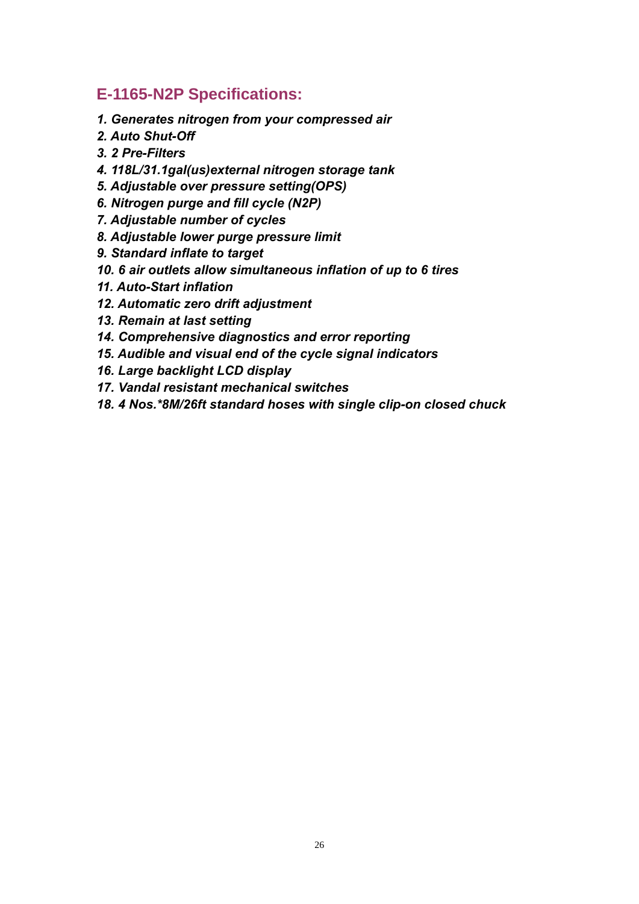## E-1165-N2P Specifications:

*1. Generates nitrogen from your compressed air*
*2. Auto Shut-Off*
*3. 2 Pre-Filters*
*4. 118L/31.1gal(us)external nitrogen storage tank*
*5. Adjustable over pressure setting(OPS)*
*6. Nitrogen purge and fill cycle (N2P)*
*7. Adjustable number of cycles*
*8. Adjustable lower purge pressure limit*
*9. Standard inflate to target*
*10. 6 air outlets allow simultaneous inflation of up to 6 tires*
*11. Auto-Start inflation*
*12. Automatic zero drift adjustment*
*13. Remain at last setting*
*14. Comprehensive diagnostics and error reporting*
*15. Audible and visual end of the cycle signal indicators*
*16. Large backlight LCD display*
*17. Vandal resistant mechanical switches*
*18. 4 Nos.*8M/26ft standard hoses with single clip-on closed chuck*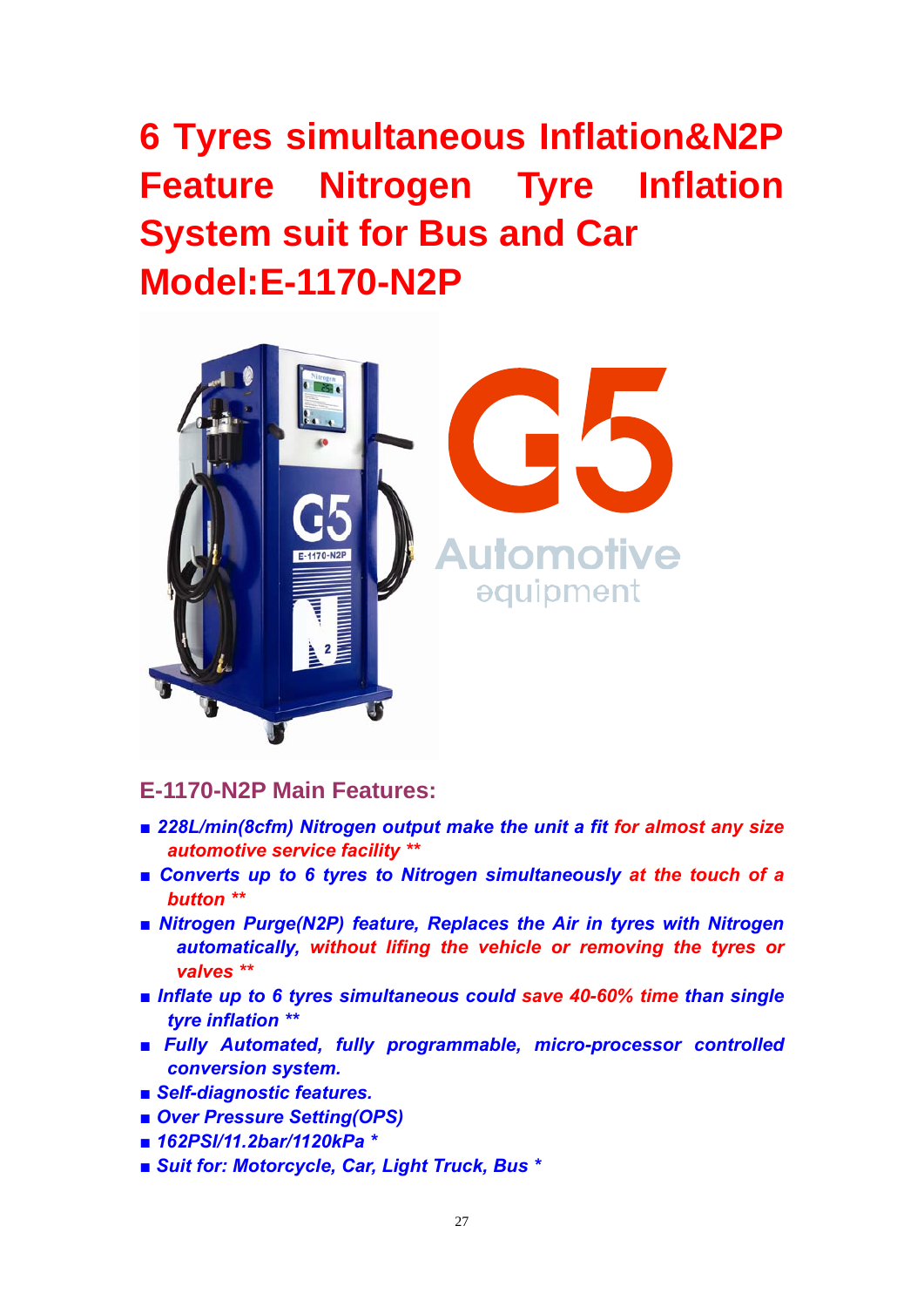# 6 Tyres simultaneous Inflation&N2P Feature Nitrogen Tyre Inflation System suit for Bus and Car Model:E-1170-N2P

## E-1170-N2P Main Features:

- ***228L/min(8cfm) Nitrogen output make the unit a fit for almost any size automotive service facility \*\****
- ***Converts up to 6 tyres to Nitrogen simultaneously at the touch of a button \*\****
- ***Nitrogen Purge(N2P) feature, Replaces the Air in tyres with Nitrogen automatically, without lifing the vehicle or removing the tyres or valves \*\****
- ***Inflate up to 6 tyres simultaneous could save 40-60% time than single tyre inflation \*\****
- ***Fully Automated, fully programmable, micro-processor controlled conversion system.***
- ***Self-diagnostic features.***
- ***Over Pressure Setting(OPS)***
- ***162PSI/11.2bar/1120kPa \****
- ***Suit for: Motorcycle, Car, Light Truck, Bus \****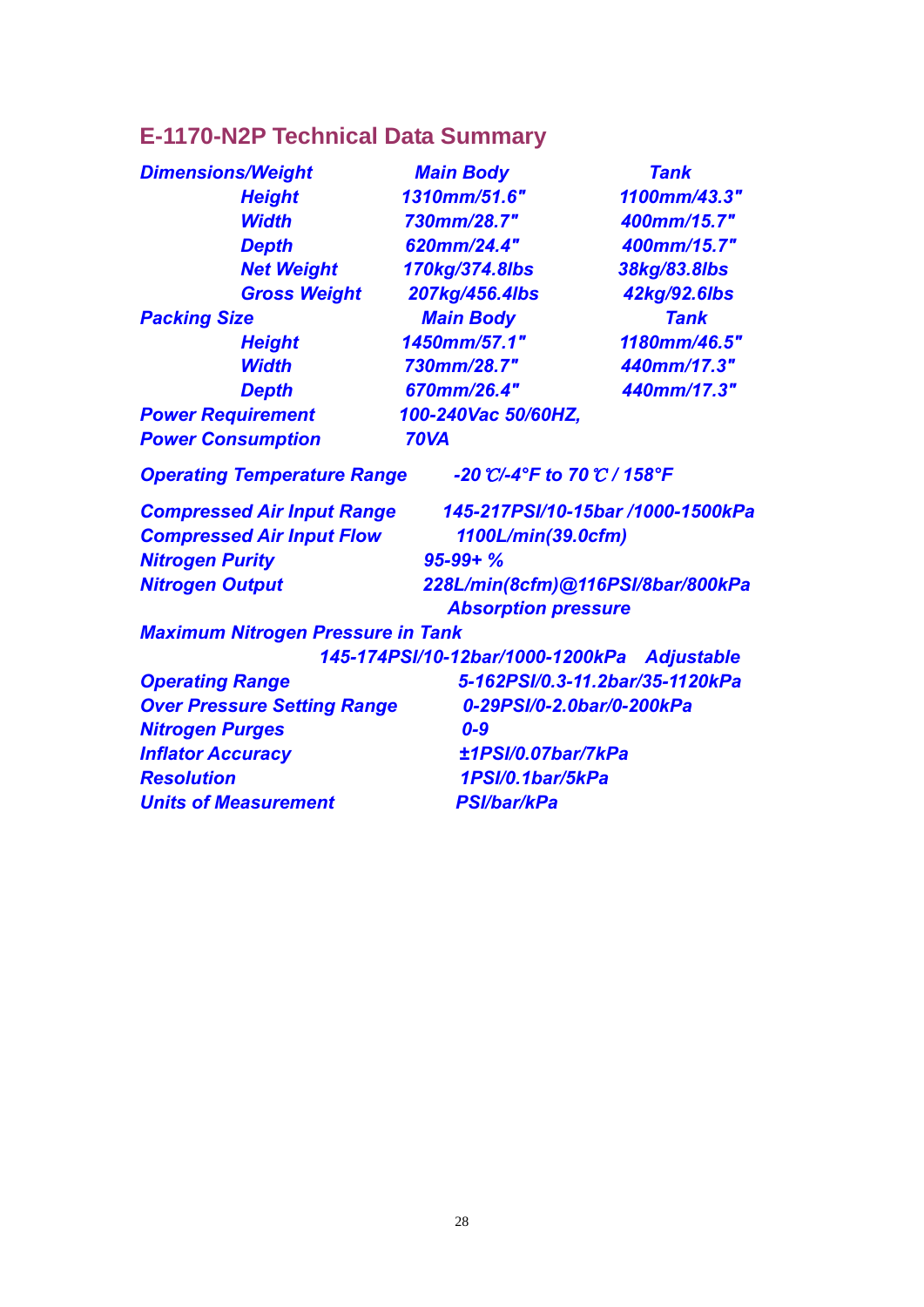## E-1170-N2P Technical Data Summary

| ***Dimensions/Weight*** | ***Main Body*** | ***Tank*** |
|---|---|---|
| ***Height*** | ***1310mm/51.6"*** | ***1100mm/43.3"*** |
| ***Width*** | ***730mm/28.7"*** | ***400mm/15.7"*** |
| ***Depth*** | ***620mm/24.4"*** | ***400mm/15.7"*** |
| ***Net Weight*** | ***170kg/374.8lbs*** | ***38kg/83.8lbs*** |
| ***Gross Weight*** | ***207kg/456.4lbs*** | ***42kg/92.6lbs*** |
| ***Packing Size*** | ***Main Body*** | ***Tank*** |
| ***Height*** | ***1450mm/57.1"*** | ***1180mm/46.5"*** |
| ***Width*** | ***730mm/28.7"*** | ***440mm/17.3"*** |
| ***Depth*** | ***670mm/26.4"*** | ***440mm/17.3"*** |

| | |
|---|---|
| ***Power Requirement*** | ***100-240Vac 50/60HZ,*** |
| ***Power Consumption*** | ***70VA*** |
| ***Operating Temperature Range*** | ***-20℃/-4°F to 70℃ / 158°F*** |
| ***Compressed Air Input Range*** | ***145-217PSI/10-15bar /1000-1500kPa*** |
| ***Compressed Air Input Flow*** | ***1100L/min(39.0cfm)*** |
| ***Nitrogen Purity*** | ***95-99+ %*** |
| ***Nitrogen Output*** | ***228L/min(8cfm)@116PSI/8bar/800kPa Absorption pressure*** |
| ***Maximum Nitrogen Pressure in Tank*** | ***145-174PSI/10-12bar/1000-1200kPa Adjustable*** |
| ***Operating Range*** | ***5-162PSI/0.3-11.2bar/35-1120kPa*** |
| ***Over Pressure Setting Range*** | ***0-29PSI/0-2.0bar/0-200kPa*** |
| ***Nitrogen Purges*** | ***0-9*** |
| ***Inflator Accuracy*** | ***±1PSI/0.07bar/7kPa*** |
| ***Resolution*** | ***1PSI/0.1bar/5kPa*** |
| ***Units of Measurement*** | ***PSI/bar/kPa*** |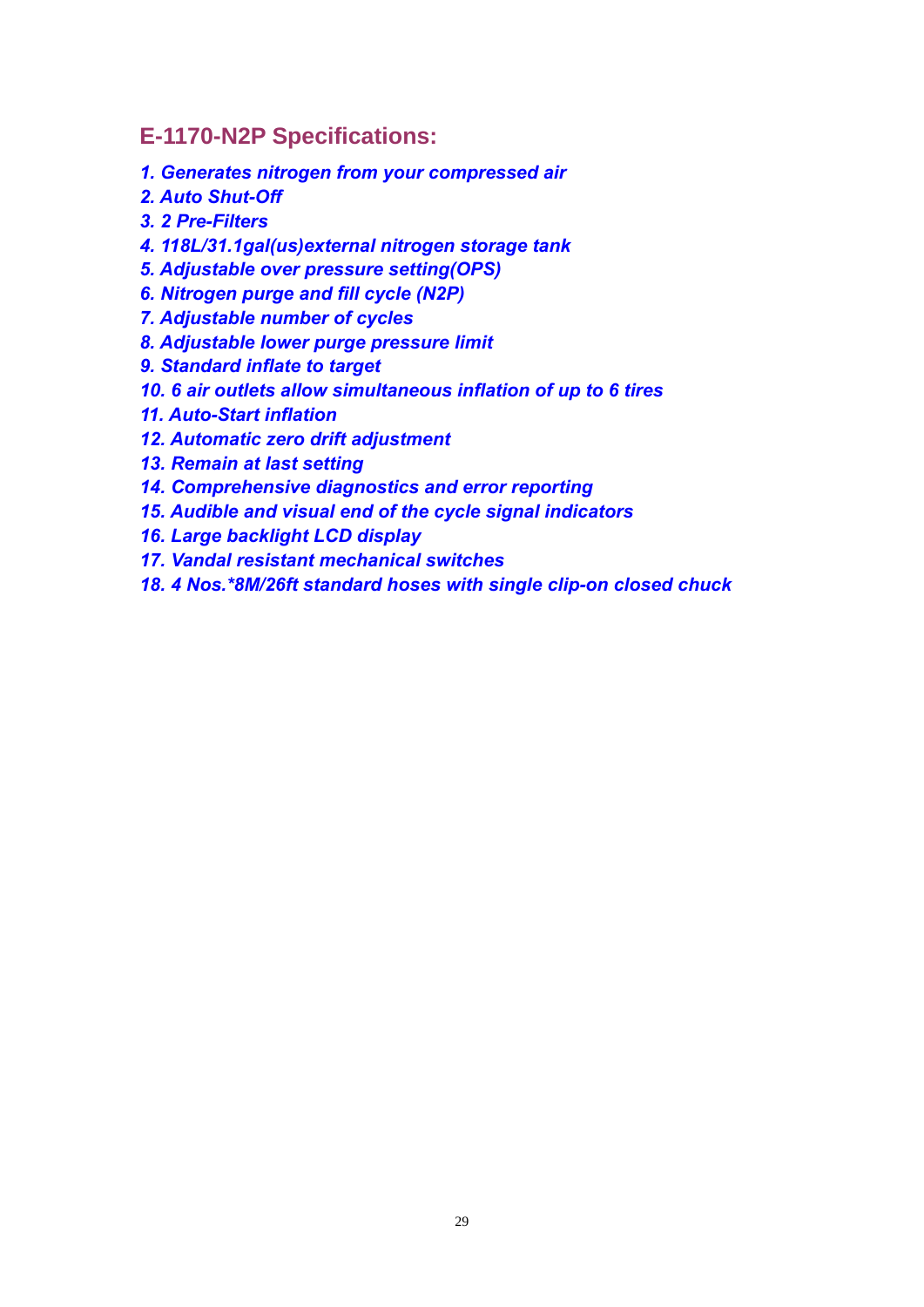## E-1170-N2P Specifications:

*1. Generates nitrogen from your compressed air*
*2. Auto Shut-Off*
*3. 2 Pre-Filters*
*4. 118L/31.1gal(us)external nitrogen storage tank*
*5. Adjustable over pressure setting(OPS)*
*6. Nitrogen purge and fill cycle (N2P)*
*7. Adjustable number of cycles*
*8. Adjustable lower purge pressure limit*
*9. Standard inflate to target*
*10. 6 air outlets allow simultaneous inflation of up to 6 tires*
*11. Auto-Start inflation*
*12. Automatic zero drift adjustment*
*13. Remain at last setting*
*14. Comprehensive diagnostics and error reporting*
*15. Audible and visual end of the cycle signal indicators*
*16. Large backlight LCD display*
*17. Vandal resistant mechanical switches*
*18. 4 Nos.*8M/26ft standard hoses with single clip-on closed chuck*